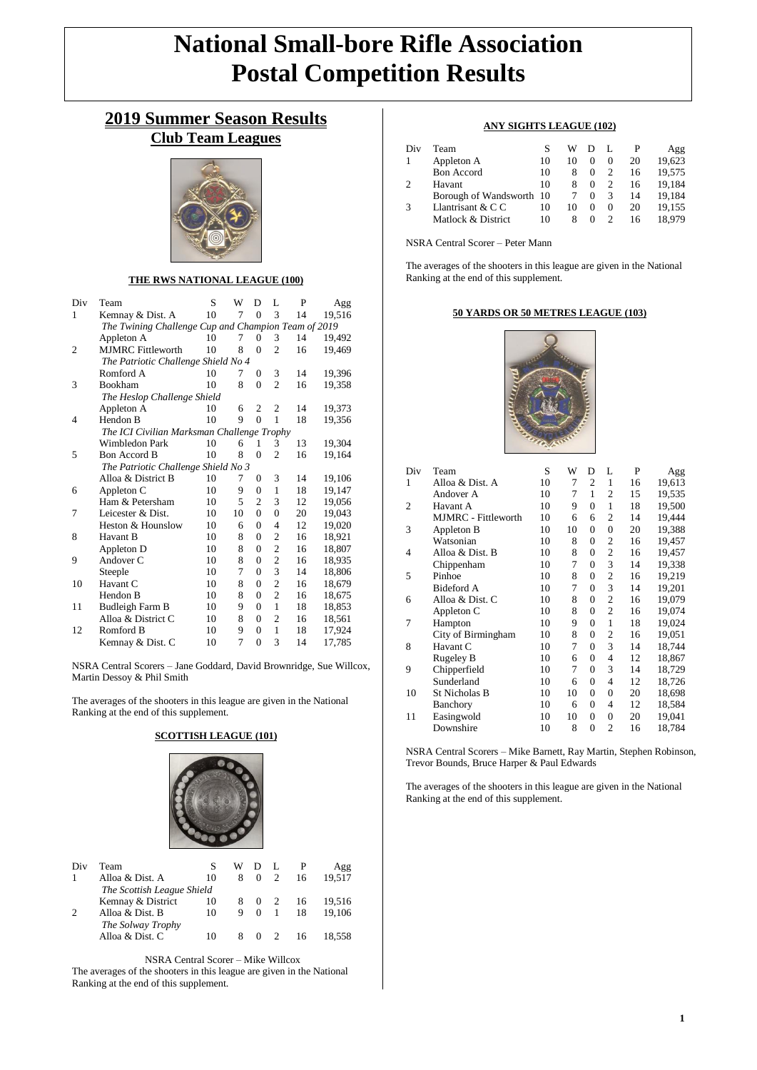# National Small-bore Rifle Association Postal Competition Results

## 2019 Summer Season Results

### Club Team Leagues

#### THE RWS NATIONAL LEAGUE (100)

| Div | Team | S | W | D | L | P | Agg |
|---|---|---|---|---|---|---|---|
| 1 | Kemnay & Dist. A | 10 | 7 | 0 | 3 | 14 | 19,516 |
| | *The Twining Challenge Cup and Champion Team of 2019* | | | | | | |
| | Appleton A | 10 | 7 | 0 | 3 | 14 | 19,492 |
| 2 | MJMRC Fittleworth | 10 | 8 | 0 | 2 | 16 | 19,469 |
| | *The Patriotic Challenge Shield No 4* | | | | | | |
| | Romford A | 10 | 7 | 0 | 3 | 14 | 19,396 |
| 3 | Bookham | 10 | 8 | 0 | 2 | 16 | 19,358 |
| | *The Heslop Challenge Shield* | | | | | | |
| | Appleton A | 10 | 6 | 2 | 2 | 14 | 19,373 |
| 4 | Hendon B | 10 | 9 | 0 | 1 | 18 | 19,356 |
| | *The ICI Civilian Marksman Challenge Trophy* | | | | | | |
| | Wimbledon Park | 10 | 6 | 1 | 3 | 13 | 19,304 |
| 5 | Bon Accord B | 10 | 8 | 0 | 2 | 16 | 19,164 |
| | *The Patriotic Challenge Shield No 3* | | | | | | |
| | Alloa & District B | 10 | 7 | 0 | 3 | 14 | 19,106 |
| 6 | Appleton C | 10 | 9 | 0 | 1 | 18 | 19,147 |
| | Ham & Petersham | 10 | 5 | 2 | 3 | 12 | 19,056 |
| 7 | Leicester & Dist. | 10 | 10 | 0 | 0 | 20 | 19,043 |
| | Heston & Hounslow | 10 | 6 | 0 | 4 | 12 | 19,020 |
| 8 | Havant B | 10 | 8 | 0 | 2 | 16 | 18,921 |
| | Appleton D | 10 | 8 | 0 | 2 | 16 | 18,807 |
| 9 | Andover C | 10 | 8 | 0 | 2 | 16 | 18,935 |
| | Steeple | 10 | 7 | 0 | 3 | 14 | 18,806 |
| 10 | Havant C | 10 | 8 | 0 | 2 | 16 | 18,679 |
| | Hendon B | 10 | 8 | 0 | 2 | 16 | 18,675 |
| 11 | Budleigh Farm B | 10 | 9 | 0 | 1 | 18 | 18,853 |
| | Alloa & District C | 10 | 8 | 0 | 2 | 16 | 18,561 |
| 12 | Romford B | 10 | 9 | 0 | 1 | 18 | 17,924 |
| | Kemnay & Dist. C | 10 | 7 | 0 | 3 | 14 | 17,785 |

NSRA Central Scorers – Jane Goddard, David Brownridge, Sue Willcox, Martin Dessoy & Phil Smith

The averages of the shooters in this league are given in the National Ranking at the end of this supplement.

#### SCOTTISH LEAGUE (101)

| Div | Team | S | W | D | L | P | Agg |
|---|---|---|---|---|---|---|---|
| 1 | Alloa & Dist. A | 10 | 8 | 0 | 2 | 16 | 19,517 |
| | *The Scottish League Shield* | | | | | | |
| | Kemnay & District | 10 | 8 | 0 | 2 | 16 | 19,516 |
| 2 | Alloa & Dist. B | 10 | 9 | 0 | 1 | 18 | 19,106 |
| | *The Solway Trophy* | | | | | | |
| | Alloa & Dist. C | 10 | 8 | 0 | 2 | 16 | 18,558 |

NSRA Central Scorer – Mike Willcox

The averages of the shooters in this league are given in the National Ranking at the end of this supplement.

#### ANY SIGHTS LEAGUE (102)

| Div | Team | S | W | D | L | P | Agg |
|---|---|---|---|---|---|---|---|
| 1 | Appleton A | 10 | 10 | 0 | 0 | 20 | 19,623 |
| | Bon Accord | 10 | 8 | 0 | 2 | 16 | 19,575 |
| 2 | Havant | 10 | 8 | 0 | 2 | 16 | 19,184 |
| | Borough of Wandsworth | 10 | 7 | 0 | 3 | 14 | 19,184 |
| 3 | Llantrisant & C C | 10 | 10 | 0 | 0 | 20 | 19,155 |
| | Matlock & District | 10 | 8 | 0 | 2 | 16 | 18,979 |

NSRA Central Scorer – Peter Mann

The averages of the shooters in this league are given in the National Ranking at the end of this supplement.

#### 50 YARDS OR 50 METRES LEAGUE (103)

| Div | Team | S | W | D | L | P | Agg |
|---|---|---|---|---|---|---|---|
| 1 | Alloa & Dist. A | 10 | 7 | 2 | 1 | 16 | 19,613 |
| | Andover A | 10 | 7 | 1 | 2 | 15 | 19,535 |
| 2 | Havant A | 10 | 9 | 0 | 1 | 18 | 19,500 |
| | MJMRC - Fittleworth | 10 | 6 | 6 | 2 | 14 | 19,444 |
| 3 | Appleton B | 10 | 10 | 0 | 0 | 20 | 19,388 |
| | Watsonian | 10 | 8 | 0 | 2 | 16 | 19,457 |
| 4 | Alloa & Dist. B | 10 | 8 | 0 | 2 | 16 | 19,457 |
| | Chippenham | 10 | 7 | 0 | 3 | 14 | 19,338 |
| 5 | Pinhoe | 10 | 8 | 0 | 2 | 16 | 19,219 |
| | Bideford A | 10 | 7 | 0 | 3 | 14 | 19,201 |
| 6 | Alloa & Dist. C | 10 | 8 | 0 | 2 | 16 | 19,079 |
| | Appleton C | 10 | 8 | 0 | 2 | 16 | 19,074 |
| 7 | Hampton | 10 | 9 | 0 | 1 | 18 | 19,024 |
| | City of Birmingham | 10 | 8 | 0 | 2 | 16 | 19,051 |
| 8 | Havant C | 10 | 7 | 0 | 3 | 14 | 18,744 |
| | Rugeley B | 10 | 6 | 0 | 4 | 12 | 18,867 |
| 9 | Chipperfield | 10 | 7 | 0 | 3 | 14 | 18,729 |
| | Sunderland | 10 | 6 | 0 | 4 | 12 | 18,726 |
| 10 | St Nicholas B | 10 | 10 | 0 | 0 | 20 | 18,698 |
| | Banchory | 10 | 6 | 0 | 4 | 12 | 18,584 |
| 11 | Easingwold | 10 | 10 | 0 | 0 | 20 | 19,041 |
| | Downshire | 10 | 8 | 0 | 2 | 16 | 18,784 |

NSRA Central Scorers – Mike Barnett, Ray Martin, Stephen Robinson, Trevor Bounds, Bruce Harper & Paul Edwards

The averages of the shooters in this league are given in the National Ranking at the end of this supplement.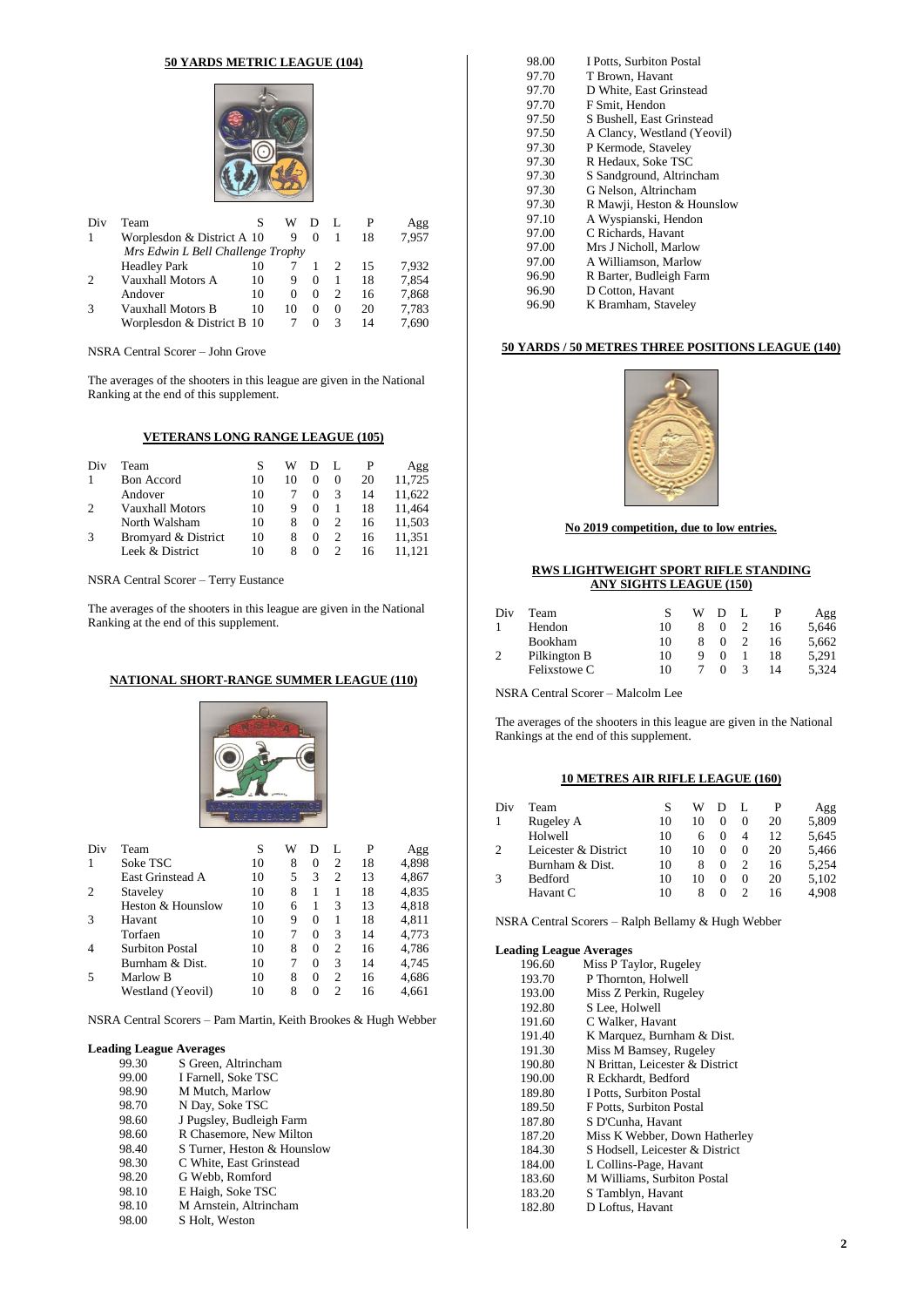## 50 YARDS METRIC LEAGUE (104)

| Div | Team | S | W | D | L | P | Agg |
|---|---|---|---|---|---|---|---|
| 1 | Worplesdon & District A | 10 | 9 | 0 | 1 | 18 | 7,957 |
| | *Mrs Edwin L Bell Challenge Trophy* | | | | | | |
| | Headley Park | 10 | 7 | 1 | 2 | 15 | 7,932 |
| 2 | Vauxhall Motors A | 10 | 9 | 0 | 1 | 18 | 7,854 |
| | Andover | 10 | 0 | 0 | 2 | 16 | 7,868 |
| 3 | Vauxhall Motors B | 10 | 10 | 0 | 0 | 20 | 7,783 |
| | Worplesdon & District B | 10 | 7 | 0 | 3 | 14 | 7,690 |

NSRA Central Scorer – John Grove

The averages of the shooters in this league are given in the National Ranking at the end of this supplement.

## VETERANS LONG RANGE LEAGUE (105)

| Div | Team | S | W | D | L | P | Agg |
|---|---|---|---|---|---|---|---|
| 1 | Bon Accord | 10 | 10 | 0 | 0 | 20 | 11,725 |
| | Andover | 10 | 7 | 0 | 3 | 14 | 11,622 |
| 2 | Vauxhall Motors | 10 | 9 | 0 | 1 | 18 | 11,464 |
| | North Walsham | 10 | 8 | 0 | 2 | 16 | 11,503 |
| 3 | Bromyard & District | 10 | 8 | 0 | 2 | 16 | 11,351 |
| | Leek & District | 10 | 8 | 0 | 2 | 16 | 11,121 |

NSRA Central Scorer – Terry Eustance

The averages of the shooters in this league are given in the National Ranking at the end of this supplement.

## NATIONAL SHORT-RANGE SUMMER LEAGUE (110)

| Div | Team | S | W | D | L | P | Agg |
|---|---|---|---|---|---|---|---|
| 1 | Soke TSC | 10 | 8 | 0 | 2 | 18 | 4,898 |
| | East Grinstead A | 10 | 5 | 3 | 2 | 13 | 4,867 |
| 2 | Staveley | 10 | 8 | 1 | 1 | 18 | 4,835 |
| | Heston & Hounslow | 10 | 6 | 1 | 3 | 13 | 4,818 |
| 3 | Havant | 10 | 9 | 0 | 1 | 18 | 4,811 |
| | Torfaen | 10 | 7 | 0 | 3 | 14 | 4,773 |
| 4 | Surbiton Postal | 10 | 8 | 0 | 2 | 16 | 4,786 |
| | Burnham & Dist. | 10 | 7 | 0 | 3 | 14 | 4,745 |
| 5 | Marlow B | 10 | 8 | 0 | 2 | 16 | 4,686 |
| | Westland (Yeovil) | 10 | 8 | 0 | 2 | 16 | 4,661 |

NSRA Central Scorers – Pam Martin, Keith Brookes & Hugh Webber

**Leading League Averages**

| | |
|---|---|
| 99.30 | S Green, Altrincham |
| 99.00 | I Farnell, Soke TSC |
| 98.90 | M Mutch, Marlow |
| 98.70 | N Day, Soke TSC |
| 98.60 | J Pugsley, Budleigh Farm |
| 98.60 | R Chasemore, New Milton |
| 98.40 | S Turner, Heston & Hounslow |
| 98.30 | C White, East Grinstead |
| 98.20 | G Webb, Romford |
| 98.10 | E Haigh, Soke TSC |
| 98.10 | M Arnstein, Altrincham |
| 98.00 | S Holt, Weston |
| 98.00 | I Potts, Surbiton Postal |
| 97.70 | T Brown, Havant |
| 97.70 | D White, East Grinstead |
| 97.70 | F Smit, Hendon |
| 97.50 | S Bushell, East Grinstead |
| 97.50 | A Clancy, Westland (Yeovil) |
| 97.30 | P Kermode, Staveley |
| 97.30 | R Hedaux, Soke TSC |
| 97.30 | S Sandground, Altrincham |
| 97.30 | G Nelson, Altrincham |
| 97.30 | R Mawji, Heston & Hounslow |
| 97.10 | A Wyspianski, Hendon |
| 97.00 | C Richards, Havant |
| 97.00 | Mrs J Nicholl, Marlow |
| 97.00 | A Williamson, Marlow |
| 96.90 | R Barter, Budleigh Farm |
| 96.90 | D Cotton, Havant |
| 96.90 | K Bramham, Staveley |

## 50 YARDS / 50 METRES THREE POSITIONS LEAGUE (140)

**No 2019 competition, due to low entries.**

## RWS LIGHTWEIGHT SPORT RIFLE STANDING ANY SIGHTS LEAGUE (150)

| Div | Team | S | W | D | L | P | Agg |
|---|---|---|---|---|---|---|---|
| 1 | Hendon | 10 | 8 | 0 | 2 | 16 | 5,646 |
| | Bookham | 10 | 8 | 0 | 2 | 16 | 5,662 |
| 2 | Pilkington B | 10 | 9 | 0 | 1 | 18 | 5,291 |
| | Felixstowe C | 10 | 7 | 0 | 3 | 14 | 5,324 |

NSRA Central Scorer – Malcolm Lee

The averages of the shooters in this league are given in the National Rankings at the end of this supplement.

## 10 METRES AIR RIFLE LEAGUE (160)

| Div | Team | S | W | D | L | P | Agg |
|---|---|---|---|---|---|---|---|
| 1 | Rugeley A | 10 | 10 | 0 | 0 | 20 | 5,809 |
| | Holwell | 10 | 6 | 0 | 4 | 12 | 5,645 |
| 2 | Leicester & District | 10 | 10 | 0 | 0 | 20 | 5,466 |
| | Burnham & Dist. | 10 | 8 | 0 | 2 | 16 | 5,254 |
| 3 | Bedford | 10 | 10 | 0 | 0 | 20 | 5,102 |
| | Havant C | 10 | 8 | 0 | 2 | 16 | 4,908 |

NSRA Central Scorers – Ralph Bellamy & Hugh Webber

**Leading League Averages**

| | |
|---|---|
| 196.60 | Miss P Taylor, Rugeley |
| 193.70 | P Thornton, Holwell |
| 193.00 | Miss Z Perkin, Rugeley |
| 192.80 | S Lee, Holwell |
| 191.60 | C Walker, Havant |
| 191.40 | K Marquez, Burnham & Dist. |
| 191.30 | Miss M Bamsey, Rugeley |
| 190.80 | N Brittan, Leicester & District |
| 190.00 | R Eckhardt, Bedford |
| 189.80 | I Potts, Surbiton Postal |
| 189.50 | F Potts, Surbiton Postal |
| 187.80 | S D'Cunha, Havant |
| 187.20 | Miss K Webber, Down Hatherley |
| 184.30 | S Hodsell, Leicester & District |
| 184.00 | L Collins-Page, Havant |
| 183.60 | M Williams, Surbiton Postal |
| 183.20 | S Tamblyn, Havant |
| 182.80 | D Loftus, Havant |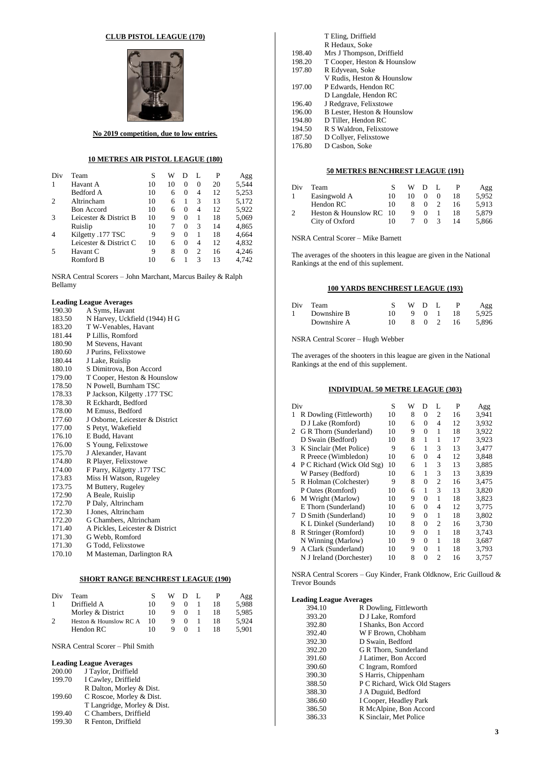## CLUB PISTOL LEAGUE (170)

**No 2019 competition, due to low entries.**

## 10 METRES AIR PISTOL LEAGUE (180)

| Div | Team | S | W | D | L | P | Agg |
|---|---|---|---|---|---|---|---|
| 1 | Havant A | 10 | 10 | 0 | 0 | 20 | 5,544 |
| | Bedford A | 10 | 6 | 0 | 4 | 12 | 5,253 |
| 2 | Altrincham | 10 | 6 | 1 | 3 | 13 | 5,172 |
| | Bon Accord | 10 | 6 | 0 | 4 | 12 | 5,922 |
| 3 | Leicester & District B | 10 | 9 | 0 | 1 | 18 | 5,069 |
| | Ruislip | 10 | 7 | 0 | 3 | 14 | 4,865 |
| 4 | Kilgetty .177 TSC | 9 | 9 | 0 | 1 | 18 | 4,664 |
| | Leicester & District C | 10 | 6 | 0 | 4 | 12 | 4,832 |
| 5 | Havant C | 9 | 8 | 0 | 2 | 16 | 4,246 |
| | Romford B | 10 | 6 | 1 | 3 | 13 | 4,742 |

NSRA Central Scorers – John Marchant, Marcus Bailey & Ralph Bellamy

**Leading League Averages**

| | |
|---|---|
| 190.30 | A Syms, Havant |
| 183.50 | N Harvey, Uckfield (1944) H G |
| 183.20 | T W-Venables, Havant |
| 181.44 | P Lillis, Romford |
| 180.90 | M Stevens, Havant |
| 180.60 | J Purins, Felixstowe |
| 180.44 | J Lake, Ruislip |
| 180.10 | S Dimitrova, Bon Accord |
| 179.00 | T Cooper, Heston & Hounslow |
| 178.50 | N Powell, Burnham TSC |
| 178.33 | P Jackson, Kilgetty .177 TSC |
| 178.30 | R Eckhardt, Bedford |
| 178.00 | M Emuss, Bedford |
| 177.60 | J Osborne, Leicester & District |
| 177.00 | S Petyt, Wakefield |
| 176.10 | E Budd, Havant |
| 176.00 | S Young, Felixstowe |
| 175.70 | J Alexander, Havant |
| 174.80 | R Player, Felixstowe |
| 174.00 | F Parry, Kilgetty .177 TSC |
| 173.83 | Miss H Watson, Rugeley |
| 173.75 | M Buttery, Rugeley |
| 172.90 | A Beale, Ruislip |
| 172.70 | P Daly, Altrincham |
| 172.30 | I Jones, Altrincham |
| 172.20 | G Chambers, Altrincham |
| 171.40 | A Pickles, Leicester & District |
| 171.30 | G Webb, Romford |
| 171.30 | G Todd, Felixstowe |
| 170.10 | M Masteman, Darlington RA |

## SHORT RANGE BENCHREST LEAGUE (190)

| Div | Team | S | W | D | L | P | Agg |
|---|---|---|---|---|---|---|---|
| 1 | Driffield A | 10 | 9 | 0 | 1 | 18 | 5,988 |
| | Morley & District | 10 | 9 | 0 | 1 | 18 | 5,985 |
| 2 | Heston & Hounslow RC A | 10 | 9 | 0 | 1 | 18 | 5,924 |
| | Hendon RC | 10 | 9 | 0 | 1 | 18 | 5,901 |

NSRA Central Scorer – Phil Smith

**Leading League Averages**

| | |
|---|---|
| 200.00 | J Taylor, Driffield |
| 199.70 | I Cawley, Driffield |
| | R Dalton, Morley & Dist. |
| 199.60 | C Roscoe, Morley & Dist. |
| | T Langridge, Morley & Dist. |
| 199.40 | C Chambers, Driffield |
| 199.30 | R Fenton, Driffield |
| | T Eling, Driffield |
| | R Hedaux, Soke |
| 198.40 | Mrs J Thompson, Driffield |
| 198.20 | T Cooper, Heston & Hounslow |
| 197.80 | R Edyvean, Soke |
| | V Rudis, Heston & Hounslow |
| 197.00 | P Edwards, Hendon RC |
| | D Langdale, Hendon RC |
| 196.40 | J Redgrave, Felixstowe |
| 196.00 | B Lester, Heston & Hounslow |
| 194.80 | D Tiller, Hendon RC |
| 194.50 | R S Waldron, Felixstowe |
| 187.50 | D Collyer, Felixstowe |
| 176.80 | D Casbon, Soke |

## 50 METRES BENCHREST LEAGUE (191)

| Div | Team | S | W | D | L | P | Agg |
|---|---|---|---|---|---|---|---|
| 1 | Easingwold A | 10 | 10 | 0 | 0 | 18 | 5,952 |
| | Hendon RC | 10 | 8 | 0 | 2 | 16 | 5,913 |
| 2 | Heston & Hounslow RC | 10 | 9 | 0 | 1 | 18 | 5,879 |
| | City of Oxford | 10 | 7 | 0 | 3 | 14 | 5,866 |

NSRA Central Scorer – Mike Barnett

The averages of the shooters in this league are given in the National Rankings at the end of this suplement.

## 100 YARDS BENCHREST LEAGUE (193)

| Div | Team | S | W | D | L | P | Agg |
|---|---|---|---|---|---|---|---|
| 1 | Downshire B | 10 | 9 | 0 | 1 | 18 | 5,925 |
| | Downshire A | 10 | 8 | 0 | 2 | 16 | 5,896 |

NSRA Central Scorer – Hugh Webber

The averages of the shooters in this league are given in the National Rankings at the end of this supplement.

## INDIVIDUAL 50 METRE LEAGUE (303)

| Div | | S | W | D | L | P | Agg |
|---|---|---|---|---|---|---|---|
| 1 | R Dowling (Fittleworth) | 10 | 8 | 0 | 2 | 16 | 3,941 |
| | D J Lake (Romford) | 10 | 6 | 0 | 4 | 12 | 3,932 |
| 2 | G R Thorn (Sunderland) | 10 | 9 | 0 | 1 | 18 | 3,922 |
| | D Swain (Bedford) | 10 | 8 | 1 | 1 | 17 | 3,923 |
| 3 | K Sinclair (Met Police) | 9 | 6 | 1 | 3 | 13 | 3,477 |
| | R Preece (Wimbledon) | 10 | 6 | 0 | 4 | 12 | 3,848 |
| 4 | P C Richard (Wick Old Stg) | 10 | 6 | 1 | 3 | 13 | 3,885 |
| | W Parsey (Bedford) | 10 | 6 | 1 | 3 | 13 | 3,839 |
| 5 | R Holman (Colchester) | 9 | 8 | 0 | 2 | 16 | 3,475 |
| | P Oates (Romford) | 10 | 6 | 1 | 3 | 13 | 3,820 |
| 6 | M Wright (Marlow) | 10 | 9 | 0 | 1 | 18 | 3,823 |
| | E Thorn (Sunderland) | 10 | 6 | 0 | 4 | 12 | 3,775 |
| 7 | D Smith (Sunderland) | 10 | 9 | 0 | 1 | 18 | 3,802 |
| | K L Dinkel (Sunderland) | 10 | 8 | 0 | 2 | 16 | 3,730 |
| 8 | R Stringer (Romford) | 10 | 9 | 0 | 1 | 18 | 3,743 |
| | N Winning (Marlow) | 10 | 9 | 0 | 1 | 18 | 3,687 |
| 9 | A Clark (Sunderland) | 10 | 9 | 0 | 1 | 18 | 3,793 |
| | N J Ireland (Dorchester) | 10 | 8 | 0 | 2 | 16 | 3,757 |

NSRA Central Scorers – Guy Kinder, Frank Oldknow, Eric Guilloud & Trevor Bounds

**Leading League Averages**

| | |
|---|---|
| 394.10 | R Dowling, Fittleworth |
| 393.20 | D J Lake, Romford |
| 392.80 | I Shanks, Bon Accord |
| 392.40 | W F Brown, Chobham |
| 392.30 | D Swain, Bedford |
| 392.20 | G R Thorn, Sunderland |
| 391.60 | J Latimer, Bon Accord |
| 390.60 | C Ingram, Romford |
| 390.30 | S Harris, Chippenham |
| 388.50 | P C Richard, Wick Old Stagers |
| 388.30 | J A Duguid, Bedford |
| 386.60 | I Cooper, Headley Park |
| 386.50 | R McAlpine, Bon Accord |
| 386.33 | K Sinclair, Met Police |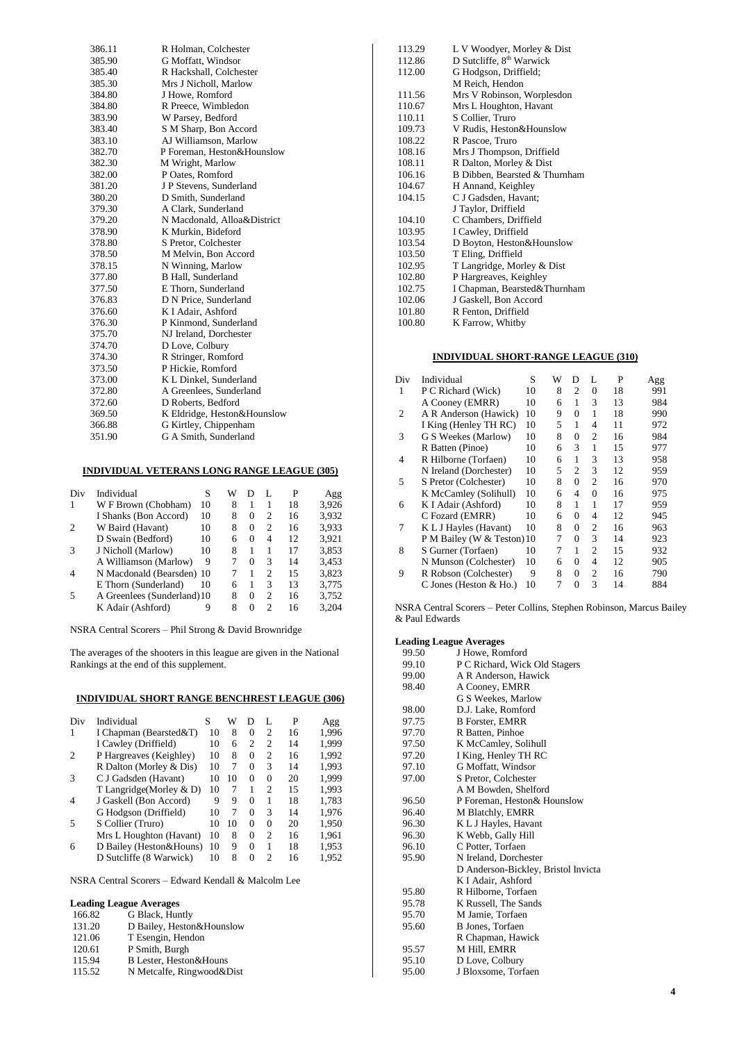| | |
|---|---|
| 386.11 | R Holman, Colchester |
| 385.90 | G Moffatt, Windsor |
| 385.40 | R Hackshall, Colchester |
| 385.30 | Mrs J Nicholl, Marlow |
| 384.80 | J Howe, Romford |
| 384.80 | R Preece, Wimbledon |
| 383.90 | W Parsey, Bedford |
| 383.40 | S M Sharp, Bon Accord |
| 383.10 | AJ Williamson, Marlow |
| 382.70 | P Foreman, Heston&Hounslow |
| 382.30 | M Wright, Marlow |
| 382.00 | P Oates, Romford |
| 381.20 | J P Stevens, Sunderland |
| 380.20 | D Smith, Sunderland |
| 379.30 | A Clark, Sunderland |
| 379.20 | N Macdonald, Alloa&District |
| 378.90 | K Murkin, Bideford |
| 378.80 | S Pretor, Colchester |
| 378.50 | M Melvin, Bon Accord |
| 378.15 | N Winning, Marlow |
| 377.80 | B Hall, Sunderland |
| 377.50 | E Thorn, Sunderland |
| 376.83 | D N Price, Sunderland |
| 376.60 | K I Adair, Ashford |
| 376.30 | P Kinmond, Sunderland |
| 375.70 | NJ Ireland, Dorchester |
| 374.70 | D Love, Colbury |
| 374.30 | R Stringer, Romford |
| 373.50 | P Hickie, Romford |
| 373.00 | K L Dinkel, Sunderland |
| 372.80 | A Greenlees, Sunderland |
| 372.60 | D Roberts, Bedford |
| 369.50 | K Eldridge, Heston&Hounslow |
| 366.88 | G Kirtley, Chippenham |
| 351.90 | G A Smith, Sunderland |

## INDIVIDUAL VETERANS LONG RANGE LEAGUE (305)

| Div | Individual | S | W | D | L | P | Agg |
|---|---|---|---|---|---|---|---|
| 1 | W F Brown (Chobham) | 10 | 8 | 1 | 1 | 18 | 3,926 |
| | I Shanks (Bon Accord) | 10 | 8 | 0 | 2 | 16 | 3,932 |
| 2 | W Baird (Havant) | 10 | 8 | 0 | 2 | 16 | 3,933 |
| | D Swain (Bedford) | 10 | 6 | 0 | 4 | 12 | 3,921 |
| 3 | J Nicholl (Marlow) | 10 | 8 | 1 | 1 | 17 | 3,853 |
| | A Williamson (Marlow) | 9 | 7 | 0 | 3 | 14 | 3,453 |
| 4 | N Macdonald (Bearsden) | 10 | 7 | 1 | 2 | 15 | 3,823 |
| | E Thorn (Sunderland) | 10 | 6 | 1 | 3 | 13 | 3,775 |
| 5 | A Greenlees (Sunderland) | 10 | 8 | 0 | 2 | 16 | 3,752 |
| | K Adair (Ashford) | 9 | 8 | 0 | 2 | 16 | 3,204 |

NSRA Central Scorers – Phil Strong & David Brownridge

The averages of the shooters in this league are given in the National Rankings at the end of this supplement.

## INDIVIDUAL SHORT RANGE BENCHREST LEAGUE (306)

| Div | Individual | S | W | D | L | P | Agg |
|---|---|---|---|---|---|---|---|
| 1 | I Chapman (Bearsted&T) | 10 | 8 | 0 | 2 | 16 | 1,996 |
| | I Cawley (Driffield) | 10 | 6 | 2 | 2 | 14 | 1,999 |
| 2 | P Hargreaves (Keighley) | 10 | 8 | 0 | 2 | 16 | 1,992 |
| | R Dalton (Morley & Dis) | 10 | 7 | 0 | 3 | 14 | 1,993 |
| 3 | C J Gadsden (Havant) | 10 | 10 | 0 | 0 | 20 | 1,999 |
| | T Langridge(Morley & D) | 10 | 7 | 1 | 2 | 15 | 1,993 |
| 4 | J Gaskell (Bon Accord) | 9 | 9 | 0 | 1 | 18 | 1,783 |
| | G Hodgson (Driffield) | 10 | 7 | 0 | 3 | 14 | 1,976 |
| 5 | S Collier (Truro) | 10 | 10 | 0 | 0 | 20 | 1,950 |
| | Mrs L Houghton (Havant) | 10 | 8 | 0 | 2 | 16 | 1,961 |
| 6 | D Bailey (Heston&Houns) | 10 | 9 | 0 | 1 | 18 | 1,953 |
| | D Sutcliffe (8 Warwick) | 10 | 8 | 0 | 2 | 16 | 1,952 |

NSRA Central Scorers – Edward Kendall & Malcolm Lee

**Leading League Averages**

| | |
|---|---|
| 166.82 | G Black, Huntly |
| 131.20 | D Bailey, Heston&Hounslow |
| 121.06 | T Esengin, Hendon |
| 120.61 | P Smith, Burgh |
| 115.94 | B Lester, Heston&Houns |
| 115.52 | N Metcalfe, Ringwood&Dist |
| 113.29 | L V Woodyer, Morley & Dist |
| 112.86 | D Sutcliffe, 8th Warwick |
| 112.00 | G Hodgson, Driffield; |
| | M Reich, Hendon |
| 111.56 | Mrs V Robinson, Worplesdon |
| 110.67 | Mrs L Houghton, Havant |
| 110.11 | S Collier, Truro |
| 109.73 | V Rudis, Heston&Hounslow |
| 108.22 | R Pascoe, Truro |
| 108.16 | Mrs J Thompson, Driffield |
| 108.11 | R Dalton, Morley & Dist |
| 106.16 | B Dibben, Bearsted & Thurnham |
| 104.67 | H Annand, Keighley |
| 104.15 | C J Gadsden, Havant; |
| | J Taylor, Driffield |
| 104.10 | C Chambers, Driffield |
| 103.95 | I Cawley, Driffield |
| 103.54 | D Boyton, Heston&Hounslow |
| 103.50 | T Eling, Driffield |
| 102.95 | T Langridge, Morley & Dist |
| 102.80 | P Hargreaves, Keighley |
| 102.75 | I Chapman, Bearsted&Thurnham |
| 102.06 | J Gaskell, Bon Accord |
| 101.80 | R Fenton, Driffield |
| 100.80 | K Farrow, Whitby |

## INDIVIDUAL SHORT-RANGE LEAGUE (310)

| Div | Individual | S | W | D | L | P | Agg |
|---|---|---|---|---|---|---|---|
| 1 | P C Richard (Wick) | 10 | 8 | 2 | 0 | 18 | 991 |
| | A Cooney (EMRR) | 10 | 6 | 1 | 3 | 13 | 984 |
| 2 | A R Anderson (Hawick) | 10 | 9 | 0 | 1 | 18 | 990 |
| | I King (Henley TH RC) | 10 | 5 | 1 | 4 | 11 | 972 |
| 3 | G S Weekes (Marlow) | 10 | 8 | 0 | 2 | 16 | 984 |
| | R Batten (Pinoe) | 10 | 6 | 3 | 1 | 15 | 977 |
| 4 | R Hilborne (Torfaen) | 10 | 6 | 1 | 3 | 13 | 958 |
| | N Ireland (Dorchester) | 10 | 5 | 2 | 3 | 12 | 959 |
| 5 | S Pretor (Colchester) | 10 | 8 | 0 | 2 | 16 | 970 |
| | K McCamley (Solihull) | 10 | 6 | 4 | 0 | 16 | 975 |
| 6 | K I Adair (Ashford) | 10 | 8 | 1 | 1 | 17 | 959 |
| | C Fozard (EMRR) | 10 | 6 | 0 | 4 | 12 | 945 |
| 7 | K L J Hayles (Havant) | 10 | 8 | 0 | 2 | 16 | 963 |
| | P M Bailey (W & Teston) | 10 | 7 | 0 | 3 | 14 | 923 |
| 8 | S Gurner (Torfaen) | 10 | 7 | 1 | 2 | 15 | 932 |
| | N Munson (Colchester) | 10 | 6 | 0 | 4 | 12 | 905 |
| 9 | R Robson (Colchester) | 9 | 8 | 0 | 2 | 16 | 790 |
| | C Jones (Heston & Ho.) | 10 | 7 | 0 | 3 | 14 | 884 |

NSRA Central Scorers – Peter Collins, Stephen Robinson, Marcus Bailey & Paul Edwards

**Leading League Averages**

| | |
|---|---|
| 99.50 | J Howe, Romford |
| 99.10 | P C Richard, Wick Old Stagers |
| 99.00 | A R Anderson, Hawick |
| 98.40 | A Cooney, EMRR |
| | G S Weekes, Marlow |
| 98.00 | D.J. Lake, Romford |
| 97.75 | B Forster, EMRR |
| 97.70 | R Batten, Pinhoe |
| 97.50 | K McCamley, Solihull |
| 97.20 | I King, Henley TH RC |
| 97.10 | G Moffatt, Windsor |
| 97.00 | S Pretor, Colchester |
| | A M Bowden, Shelford |
| 96.50 | P Foreman, Heston& Hounslow |
| 96.40 | M Blatchly, EMRR |
| 96.30 | K L J Hayles, Havant |
| 96.30 | K Webb, Gally Hill |
| 96.10 | C Potter, Torfaen |
| 95.90 | N Ireland, Dorchester |
| | D Anderson-Bickley, Bristol Invicta |
| | K I Adair, Ashford |
| 95.80 | R Hilborne, Torfaen |
| 95.78 | K Russell, The Sands |
| 95.70 | M Jamie, Torfaen |
| 95.60 | B Jones, Torfaen |
| | R Chapman, Hawick |
| 95.57 | M Hill, EMRR |
| 95.10 | D Love, Colbury |
| 95.00 | J Bloxsome, Torfaen |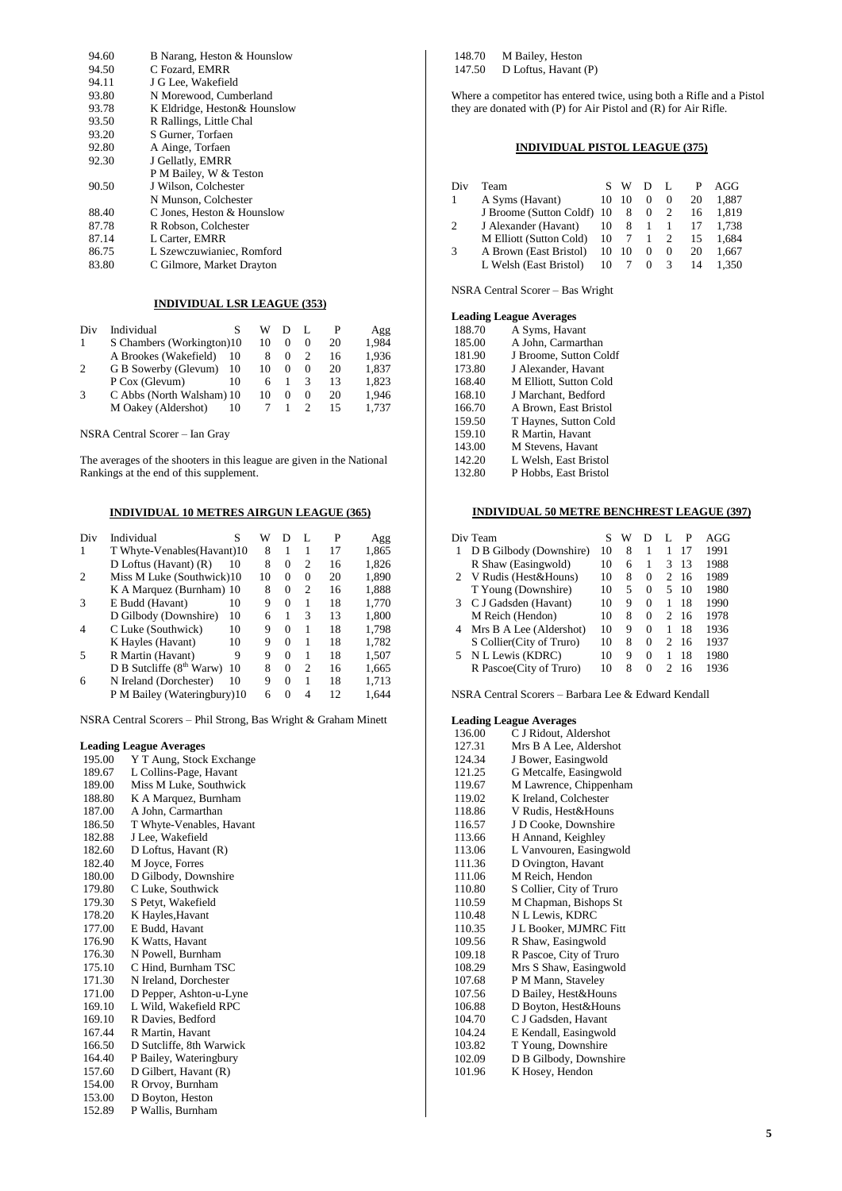| | |
|---|---|
| 94.60 | B Narang, Heston & Hounslow |
| 94.50 | C Fozard, EMRR |
| 94.11 | J G Lee, Wakefield |
| 93.80 | N Morewood, Cumberland |
| 93.78 | K Eldridge, Heston& Hounslow |
| 93.50 | R Rallings, Little Chal |
| 93.20 | S Gurner, Torfaen |
| 92.80 | A Ainge, Torfaen |
| 92.30 | J Gellatly, EMRR |
| | P M Bailey, W & Teston |
| 90.50 | J Wilson, Colchester |
| | N Munson, Colchester |
| 88.40 | C Jones, Heston & Hounslow |
| 87.78 | R Robson, Colchester |
| 87.14 | L Carter, EMRR |
| 86.75 | L Szewczuwianiec, Romford |
| 83.80 | C Gilmore, Market Drayton |

### INDIVIDUAL LSR LEAGUE (353)

| Div | Individual | S | W | D | L | P | Agg |
|---|---|---|---|---|---|---|---|
| 1 | S Chambers (Workington) | 10 | 10 | 0 | 0 | 20 | 1,984 |
| | A Brookes (Wakefield) | 10 | 8 | 0 | 2 | 16 | 1,936 |
| 2 | G B Sowerby (Glevum) | 10 | 10 | 0 | 0 | 20 | 1,837 |
| | P Cox (Glevum) | 10 | 6 | 1 | 3 | 13 | 1,823 |
| 3 | C Abbs (North Walsham) | 10 | 10 | 0 | 0 | 20 | 1,946 |
| | M Oakey (Aldershot) | 10 | 7 | 1 | 2 | 15 | 1,737 |

NSRA Central Scorer – Ian Gray

The averages of the shooters in this league are given in the National Rankings at the end of this supplement.

### INDIVIDUAL 10 METRES AIRGUN LEAGUE (365)

| Div | Individual | S | W | D | L | P | Agg |
|---|---|---|---|---|---|---|---|
| 1 | T Whyte-Venables(Havant) | 10 | 8 | 1 | 1 | 17 | 1,865 |
| | D Loftus (Havant) (R) | 10 | 8 | 0 | 2 | 16 | 1,826 |
| 2 | Miss M Luke (Southwick) | 10 | 10 | 0 | 0 | 20 | 1,890 |
| | K A Marquez (Burnham) | 10 | 8 | 0 | 2 | 16 | 1,888 |
| 3 | E Budd (Havant) | 10 | 9 | 0 | 1 | 18 | 1,770 |
| | D Gilbody (Downshire) | 10 | 6 | 1 | 3 | 13 | 1,800 |
| 4 | C Luke (Southwick) | 10 | 9 | 0 | 1 | 18 | 1,798 |
| | K Hayles (Havant) | 10 | 9 | 0 | 1 | 18 | 1,782 |
| 5 | R Martin (Havant) | 9 | 9 | 0 | 1 | 18 | 1,507 |
| | D B Sutcliffe (8th Warw) | 10 | 8 | 0 | 2 | 16 | 1,665 |
| 6 | N Ireland (Dorchester) | 10 | 9 | 0 | 1 | 18 | 1,713 |
| | P M Bailey (Wateringbury) | 10 | 6 | 0 | 4 | 12 | 1,644 |

NSRA Central Scorers – Phil Strong, Bas Wright & Graham Minett

**Leading League Averages**

| | |
|---|---|
| 195.00 | Y T Aung, Stock Exchange |
| 189.67 | L Collins-Page, Havant |
| 189.00 | Miss M Luke, Southwick |
| 188.80 | K A Marquez, Burnham |
| 187.00 | A John, Carmarthan |
| 186.50 | T Whyte-Venables, Havant |
| 182.88 | J Lee, Wakefield |
| 182.60 | D Loftus, Havant (R) |
| 182.40 | M Joyce, Forres |
| 180.00 | D Gilbody, Downshire |
| 179.80 | C Luke, Southwick |
| 179.30 | S Petyt, Wakefield |
| 178.20 | K Hayles,Havant |
| 177.00 | E Budd, Havant |
| 176.90 | K Watts, Havant |
| 176.30 | N Powell, Burnham |
| 175.10 | C Hind, Burnham TSC |
| 171.30 | N Ireland, Dorchester |
| 171.00 | D Pepper, Ashton-u-Lyne |
| 169.10 | L Wild, Wakefield RPC |
| 169.10 | R Davies, Bedford |
| 167.44 | R Martin, Havant |
| 166.50 | D Sutcliffe, 8th Warwick |
| 164.40 | P Bailey, Wateringbury |
| 157.60 | D Gilbert, Havant (R) |
| 154.00 | R Orvoy, Burnham |
| 153.00 | D Boyton, Heston |
| 152.89 | P Wallis, Burnham |
| 148.70 | M Bailey, Heston |
| 147.50 | D Loftus, Havant (P) |

Where a competitor has entered twice, using both a Rifle and a Pistol they are donated with (P) for Air Pistol and (R) for Air Rifle.

### INDIVIDUAL PISTOL LEAGUE (375)

| Div | Team | S | W | D | L | P | AGG |
|---|---|---|---|---|---|---|---|
| 1 | A Syms (Havant) | 10 | 10 | 0 | 0 | 20 | 1,887 |
| | J Broome (Sutton Coldf) | 10 | 8 | 0 | 2 | 16 | 1,819 |
| 2 | J Alexander (Havant) | 10 | 8 | 1 | 1 | 17 | 1,738 |
| | M Elliott (Sutton Cold) | 10 | 7 | 1 | 2 | 15 | 1,684 |
| 3 | A Brown (East Bristol) | 10 | 10 | 0 | 0 | 20 | 1,667 |
| | L Welsh (East Bristol) | 10 | 7 | 0 | 3 | 14 | 1,350 |

NSRA Central Scorer – Bas Wright

**Leading League Averages**

| | |
|---|---|
| 188.70 | A Syms, Havant |
| 185.00 | A John, Carmarthan |
| 181.90 | J Broome, Sutton Coldf |
| 173.80 | J Alexander, Havant |
| 168.40 | M Elliott, Sutton Cold |
| 168.10 | J Marchant, Bedford |
| 166.70 | A Brown, East Bristol |
| 159.50 | T Haynes, Sutton Cold |
| 159.10 | R Martin, Havant |
| 143.00 | M Stevens, Havant |
| 142.20 | L Welsh, East Bristol |
| 132.80 | P Hobbs, East Bristol |

### INDIVIDUAL 50 METRE BENCHREST LEAGUE (397)

| Div | Team | S | W | D | L | P | AGG |
|---|---|---|---|---|---|---|---|
| 1 | D B Gilbody (Downshire) | 10 | 8 | 1 | 1 | 17 | 1991 |
| | R Shaw (Easingwold) | 10 | 6 | 1 | 3 | 13 | 1988 |
| 2 | V Rudis (Hest&Houns) | 10 | 8 | 0 | 2 | 16 | 1989 |
| | T Young (Downshire) | 10 | 5 | 0 | 5 | 10 | 1980 |
| 3 | C J Gadsden (Havant) | 10 | 9 | 0 | 1 | 18 | 1990 |
| | M Reich (Hendon) | 10 | 8 | 0 | 2 | 16 | 1978 |
| 4 | Mrs B A Lee (Aldershot) | 10 | 9 | 0 | 1 | 18 | 1936 |
| | S Collier(City of Truro) | 10 | 8 | 0 | 2 | 16 | 1937 |
| 5 | N L Lewis (KDRC) | 10 | 9 | 0 | 1 | 18 | 1980 |
| | R Pascoe(City of Truro) | 10 | 8 | 0 | 2 | 16 | 1936 |

NSRA Central Scorers – Barbara Lee & Edward Kendall

**Leading League Averages**

| | |
|---|---|
| 136.00 | C J Ridout, Aldershot |
| 127.31 | Mrs B A Lee, Aldershot |
| 124.34 | J Bower, Easingwold |
| 121.25 | G Metcalfe, Easingwold |
| 119.67 | M Lawrence, Chippenham |
| 119.02 | K Ireland, Colchester |
| 118.86 | V Rudis, Hest&Houns |
| 116.57 | J D Cooke, Downshire |
| 113.66 | H Annand, Keighley |
| 113.06 | L Vanvouren, Easingwold |
| 111.36 | D Ovington, Havant |
| 111.06 | M Reich, Hendon |
| 110.80 | S Collier, City of Truro |
| 110.59 | M Chapman, Bishops St |
| 110.48 | N L Lewis, KDRC |
| 110.35 | J L Booker, MJMRC Fitt |
| 109.56 | R Shaw, Easingwold |
| 109.18 | R Pascoe, City of Truro |
| 108.29 | Mrs S Shaw, Easingwold |
| 107.68 | P M Mann, Staveley |
| 107.56 | D Bailey, Hest&Houns |
| 106.88 | D Boyton, Hest&Houns |
| 104.70 | C J Gadsden, Havant |
| 104.24 | E Kendall, Easingwold |
| 103.82 | T Young, Downshire |
| 102.09 | D B Gilbody, Downshire |
| 101.96 | K Hosey, Hendon |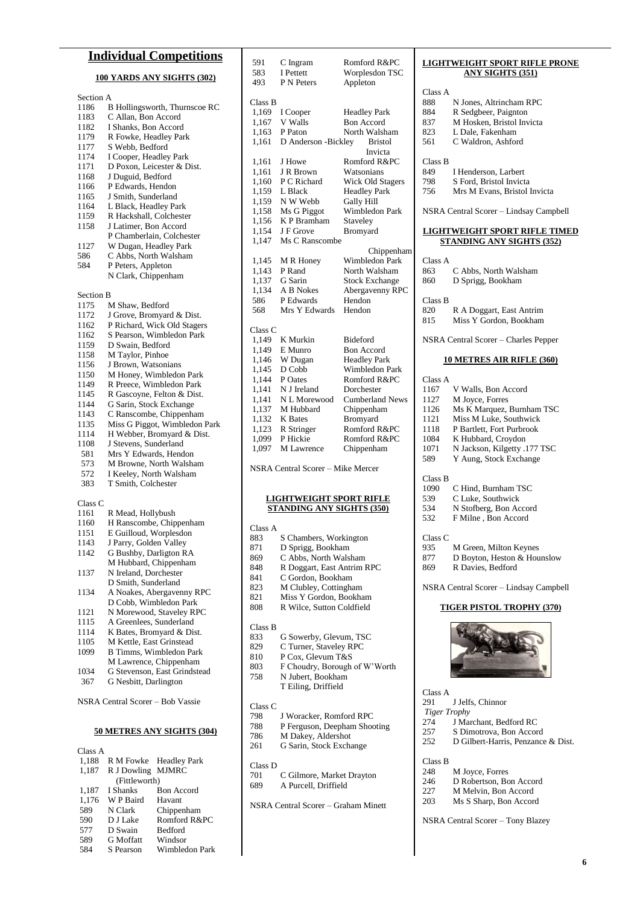# Individual Competitions

## 100 YARDS ANY SIGHTS (302)

Section A

| | |
|---|---|
| 1186 | B Hollingsworth, Thurnscoe RC |
| 1183 | C Allan, Bon Accord |
| 1182 | I Shanks, Bon Accord |
| 1179 | R Fowke, Headley Park |
| 1177 | S Webb, Bedford |
| 1174 | I Cooper, Headley Park |
| 1171 | D Poxon, Leicester & Dist. |
| 1168 | J Duguid, Bedford |
| 1166 | P Edwards, Hendon |
| 1165 | J Smith, Sunderland |
| 1164 | L Black, Headley Park |
| 1159 | R Hackshall, Colchester |
| 1158 | J Latimer, Bon Accord |
| | P Chamberlain, Colchester |
| 1127 | W Dugan, Headley Park |
| 586 | C Abbs, North Walsham |
| 584 | P Peters, Appleton |
| | N Clark, Chippenham |

Section B

| | |
|---|---|
| 1175 | M Shaw, Bedford |
| 1172 | J Grove, Bromyard & Dist. |
| 1162 | P Richard, Wick Old Stagers |
| 1162 | S Pearson, Wimbledon Park |
| 1159 | D Swain, Bedford |
| 1158 | M Taylor, Pinhoe |
| 1156 | J Brown, Watsonians |
| 1150 | M Honey, Wimbledon Park |
| 1149 | R Preece, Wimbledon Park |
| 1145 | R Gascoyne, Felton & Dist. |
| 1144 | G Sarin, Stock Exchange |
| 1143 | C Ranscombe, Chippenham |
| 1135 | Miss G Piggot, Wimbledon Park |
| 1114 | H Webber, Bromyard & Dist. |
| 1108 | J Stevens, Sunderland |
| 581 | Mrs Y Edwards, Hendon |
| 573 | M Browne, North Walsham |
| 572 | I Keeley, North Walsham |
| 383 | T Smith, Colchester |

Class C

| | |
|---|---|
| 1161 | R Mead, Hollybush |
| 1160 | H Ranscombe, Chippenham |
| 1151 | E Guilloud, Worplesdon |
| 1143 | J Parry, Golden Valley |
| 1142 | G Bushby, Darligton RA |
| | M Hubbard, Chippenham |
| 1137 | N Ireland, Dorchester |
| | D Smith, Sunderland |
| 1134 | A Noakes, Abergavenny RPC |
| | D Cobb, Wimbledon Park |
| 1121 | N Morewood, Staveley RPC |
| 1115 | A Greenlees, Sunderland |
| 1114 | K Bates, Bromyard & Dist. |
| 1105 | M Kettle, East Grinstead |
| 1099 | B Timms, Wimbledon Park |
| | M Lawrence, Chippenham |
| 1034 | G Stevenson, East Grindstead |
| 367 | G Nesbitt, Darlington |

NSRA Central Scorer – Bob Vassie

## 50 METRES ANY SIGHTS (304)

Class A

| | | |
|---|---|---|
| 1,188 | R M Fowke | Headley Park |
| 1,187 | R J Dowling (Fittleworth) | MJMRC |
| 1,187 | I Shanks | Bon Accord |
| 1,176 | W P Baird | Havant |
| 589 | N Clark | Chippenham |
| 590 | D J Lake | Romford R&PC |
| 577 | D Swain | Bedford |
| 589 | G Moffatt | Windsor |
| 584 | S Pearson | Wimbledon Park |
| 591 | C Ingram | Romford R&PC |
| 583 | I Pettett | Worplesdon TSC |
| 493 | P N Peters | Appleton |

Class B

| | | |
|---|---|---|
| 1,169 | I Cooper | Headley Park |
| 1,167 | V Walls | Bon Accord |
| 1,163 | P Paton | North Walsham |
| 1,161 | D Anderson -Bickley | Bristol Invicta |
| 1,161 | J Howe | Romford R&PC |
| 1,161 | J R Brown | Watsonians |
| 1,160 | P C Richard | Wick Old Stagers |
| 1,159 | L Black | Headley Park |
| 1,159 | N W Webb | Gally Hill |
| 1,158 | Ms G Piggot | Wimbledon Park |
| 1,156 | K P Bramham | Staveley |
| 1,154 | J F Grove | Bromyard |
| 1,147 | Ms C Ranscombe | Chippenham |
| 1,145 | M R Honey | Wimbledon Park |
| 1,143 | P Rand | North Walsham |
| 1,137 | G Sarin | Stock Exchange |
| 1,134 | A B Nokes | Abergavenny RPC |
| 586 | P Edwards | Hendon |
| 568 | Mrs Y Edwards | Hendon |

Class C

| | | |
|---|---|---|
| 1,149 | K Murkin | Bideford |
| 1,149 | E Munro | Bon Accord |
| 1,146 | W Dugan | Headley Park |
| 1,145 | D Cobb | Wimbledon Park |
| 1,144 | P Oates | Romford R&PC |
| 1,141 | N J Ireland | Dorchester |
| 1,141 | N L Morewood | Cumberland News |
| 1,137 | M Hubbard | Chippenham |
| 1,132 | K Bates | Bromyard |
| 1,123 | R Stringer | Romford R&PC |
| 1,099 | P Hickie | Romford R&PC |
| 1,097 | M Lawrence | Chippenham |

NSRA Central Scorer – Mike Mercer

## LIGHTWEIGHT SPORT RIFLE STANDING ANY SIGHTS (350)

Class A

| | |
|---|---|
| 883 | S Chambers, Workington |
| 871 | D Sprigg, Bookham |
| 869 | C Abbs, North Walsham |
| 848 | R Doggart, East Antrim RPC |
| 841 | C Gordon, Bookham |
| 823 | M Clubley, Cottingham |
| 821 | Miss Y Gordon, Bookham |
| 808 | R Wilce, Sutton Coldfield |

Class B

| | |
|---|---|
| 833 | G Sowerby, Glevum, TSC |
| 829 | C Turner, Staveley RPC |
| 810 | P Cox, Glevum T&S |
| 803 | F Choudry, Borough of W'Worth |
| 758 | N Jubert, Bookham |
| | T Eiling, Driffield |

Class C

| | |
|---|---|
| 798 | J Woracker, Romford RPC |
| 788 | P Ferguson, Deepham Shooting |
| 786 | M Dakey, Aldershot |
| 261 | G Sarin, Stock Exchange |

Class D

| | |
|---|---|
| 701 | C Gilmore, Market Drayton |
| 689 | A Purcell, Driffield |

NSRA Central Scorer – Graham Minett

## LIGHTWEIGHT SPORT RIFLE PRONE ANY SIGHTS (351)

Class A

| | |
|---|---|
| 888 | N Jones, Altrincham RPC |
| 884 | R Sedgbeer, Paignton |
| 837 | M Hosken, Bristol Invicta |
| 823 | L Dale, Fakenham |
| 561 | C Waldron, Ashford |

Class B

| | |
|---|---|
| 849 | I Henderson, Larbert |
| 798 | S Ford, Bristol Invicta |
| 756 | Mrs M Evans, Bristol Invicta |

NSRA Central Scorer – Lindsay Campbell

## LIGHTWEIGHT SPORT RIFLE TIMED STANDING ANY SIGHTS (352)

Class A

| | |
|---|---|
| 863 | C Abbs, North Walsham |
| 860 | D Sprigg, Bookham |

Class B

| | |
|---|---|
| 820 | R A Doggart, East Antrim |
| 815 | Miss Y Gordon, Bookham |

NSRA Central Scorer – Charles Pepper

## 10 METRES AIR RIFLE (360)

Class A

| | |
|---|---|
| 1167 | V Walls, Bon Accord |
| 1127 | M Joyce, Forres |
| 1126 | Ms K Marquez, Burnham TSC |
| 1121 | Miss M Luke, Southwick |
| 1118 | P Bartlett, Fort Purbrook |
| 1084 | K Hubbard, Croydon |
| 1071 | N Jackson, Kilgetty .177 TSC |
| 589 | Y Aung, Stock Exchange |

Class B

| | |
|---|---|
| 1090 | C Hind, Burnham TSC |
| 539 | C Luke, Southwick |
| 534 | N Stofberg, Bon Accord |
| 532 | F Milne , Bon Accord |

Class C

| | |
|---|---|
| 935 | M Green, Milton Keynes |
| 877 | D Boyton, Heston & Hounslow |
| 869 | R Davies, Bedford |

NSRA Central Scorer – Lindsay Campbell

## TIGER PISTOL TROPHY (370)

Class A

| | |
|---|---|
| 291 | J Jelfs, Chinnor *Tiger Trophy* |
| 274 | J Marchant, Bedford RC |
| 257 | S Dimotrova, Bon Accord |
| 252 | D Gilbert-Harris, Penzance & Dist. |

Class B

| | |
|---|---|
| 248 | M Joyce, Forres |
| 246 | D Robertson, Bon Accord |
| 227 | M Melvin, Bon Accord |
| 203 | Ms S Sharp, Bon Accord |

NSRA Central Scorer – Tony Blazey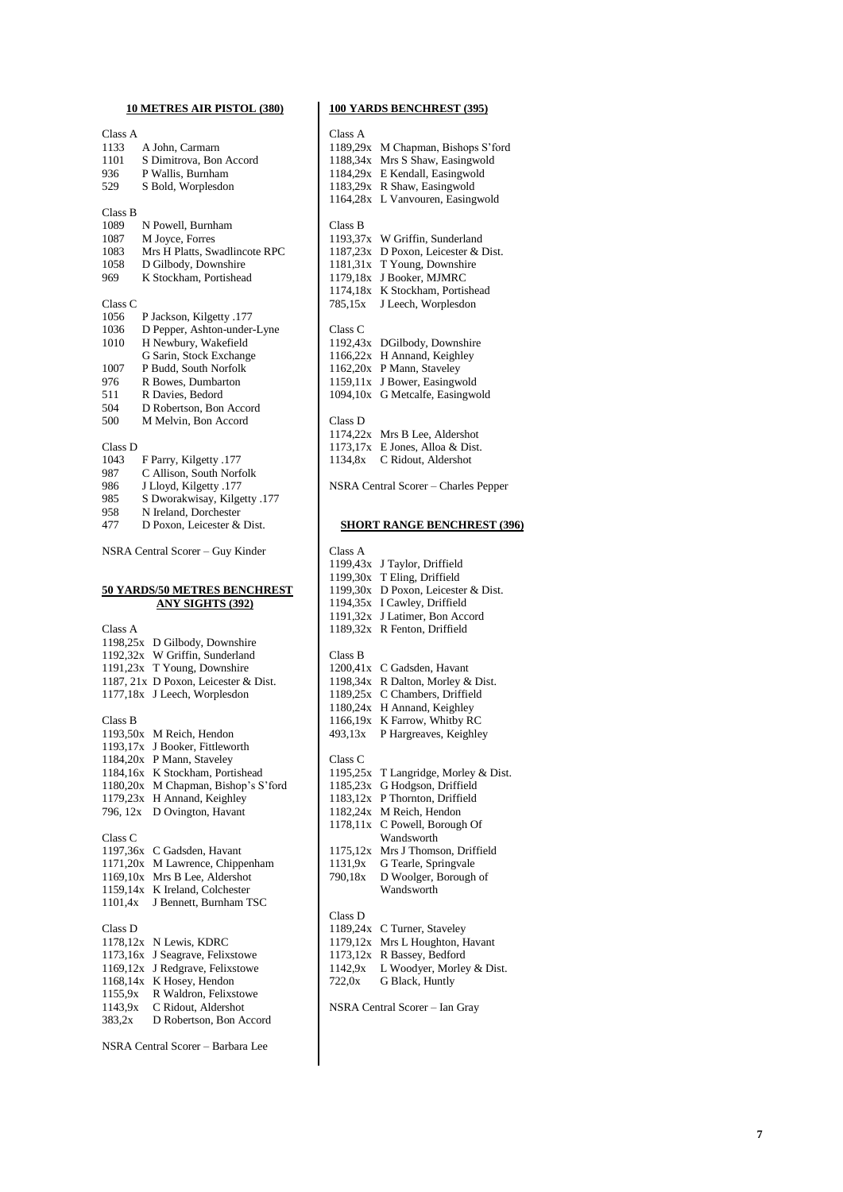## 10 METRES AIR PISTOL (380)

Class A

| | |
|---|---|
| 1133 | A John, Carmarn |
| 1101 | S Dimitrova, Bon Accord |
| 936 | P Wallis, Burnham |
| 529 | S Bold, Worplesdon |

Class B

| | |
|---|---|
| 1089 | N Powell, Burnham |
| 1087 | M Joyce, Forres |
| 1083 | Mrs H Platts, Swadlincote RPC |
| 1058 | D Gilbody, Downshire |
| 969 | K Stockham, Portishead |

Class C

| | |
|---|---|
| 1056 | P Jackson, Kilgetty .177 |
| 1036 | D Pepper, Ashton-under-Lyne |
| 1010 | H Newbury, Wakefield |
| | G Sarin, Stock Exchange |
| 1007 | P Budd, South Norfolk |
| 976 | R Bowes, Dumbarton |
| 511 | R Davies, Bedord |
| 504 | D Robertson, Bon Accord |
| 500 | M Melvin, Bon Accord |

Class D

| | |
|---|---|
| 1043 | F Parry, Kilgetty .177 |
| 987 | C Allison, South Norfolk |
| 986 | J Lloyd, Kilgetty .177 |
| 985 | S Dworakwisay, Kilgetty .177 |
| 958 | N Ireland, Dorchester |
| 477 | D Poxon, Leicester & Dist. |

NSRA Central Scorer – Guy Kinder

## 50 YARDS/50 METRES BENCHREST ANY SIGHTS (392)

Class A

| | |
|---|---|
| 1198,25x | D Gilbody, Downshire |
| 1192,32x | W Griffin, Sunderland |
| 1191,23x | T Young, Downshire |
| 1187, 21x | D Poxon, Leicester & Dist. |
| 1177,18x | J Leech, Worplesdon |

Class B

| | |
|---|---|
| 1193,50x | M Reich, Hendon |
| 1193,17x | J Booker, Fittleworth |
| 1184,20x | P Mann, Staveley |
| 1184,16x | K Stockham, Portishead |
| 1180,20x | M Chapman, Bishop's S'ford |
| 1179,23x | H Annand, Keighley |
| 796, 12x | D Ovington, Havant |

Class C

| | |
|---|---|
| 1197,36x | C Gadsden, Havant |
| 1171,20x | M Lawrence, Chippenham |
| 1169,10x | Mrs B Lee, Aldershot |
| 1159,14x | K Ireland, Colchester |
| 1101,4x | J Bennett, Burnham TSC |

Class D

| | |
|---|---|
| 1178,12x | N Lewis, KDRC |
| 1173,16x | J Seagrave, Felixstowe |
| 1169,12x | J Redgrave, Felixstowe |
| 1168,14x | K Hosey, Hendon |
| 1155,9x | R Waldron, Felixstowe |
| 1143,9x | C Ridout, Aldershot |
| 383,2x | D Robertson, Bon Accord |

NSRA Central Scorer – Barbara Lee

## 100 YARDS BENCHREST (395)

Class A

| | |
|---|---|
| 1189,29x | M Chapman, Bishops S'ford |
| 1188,34x | Mrs S Shaw, Easingwold |
| 1184,29x | E Kendall, Easingwold |
| 1183,29x | R Shaw, Easingwold |
| 1164,28x | L Vanvouren, Easingwold |

Class B

| | |
|---|---|
| 1193,37x | W Griffin, Sunderland |
| 1187,23x | D Poxon, Leicester & Dist. |
| 1181,31x | T Young, Downshire |
| 1179,18x | J Booker, MJMRC |
| 1174,18x | K Stockham, Portishead |
| 785,15x | J Leech, Worplesdon |

Class C

| | |
|---|---|
| 1192,43x | DGilbody, Downshire |
| 1166,22x | H Annand, Keighley |
| 1162,20x | P Mann, Staveley |
| 1159,11x | J Bower, Easingwold |
| 1094,10x | G Metcalfe, Easingwold |

Class D

| | |
|---|---|
| 1174,22x | Mrs B Lee, Aldershot |
| 1173,17x | E Jones, Alloa & Dist. |
| 1134,8x | C Ridout, Aldershot |

NSRA Central Scorer – Charles Pepper

## SHORT RANGE BENCHREST (396)

Class A

| | |
|---|---|
| 1199,43x | J Taylor, Driffield |
| 1199,30x | T Eling, Driffield |
| 1199,30x | D Poxon, Leicester & Dist. |
| 1194,35x | I Cawley, Driffield |
| 1191,32x | J Latimer, Bon Accord |
| 1189,32x | R Fenton, Driffield |

Class B

| | |
|---|---|
| 1200,41x | C Gadsden, Havant |
| 1198,34x | R Dalton, Morley & Dist. |
| 1189,25x | C Chambers, Driffield |
| 1180,24x | H Annand, Keighley |
| 1166,19x | K Farrow, Whitby RC |
| 493,13x | P Hargreaves, Keighley |

Class C

| | |
|---|---|
| 1195,25x | T Langridge, Morley & Dist. |
| 1185,23x | G Hodgson, Driffield |
| 1183,12x | P Thornton, Driffield |
| 1182,24x | M Reich, Hendon |
| 1178,11x | C Powell, Borough Of Wandsworth |
| 1175,12x | Mrs J Thomson, Driffield |
| 1131,9x | G Tearle, Springvale |
| 790,18x | D Woolger, Borough of Wandsworth |

Class D

| | |
|---|---|
| 1189,24x | C Turner, Staveley |
| 1179,12x | Mrs L Houghton, Havant |
| 1173,12x | R Bassey, Bedford |
| 1142,9x | L Woodyer, Morley & Dist. |
| 722,0x | G Black, Huntly |

NSRA Central Scorer – Ian Gray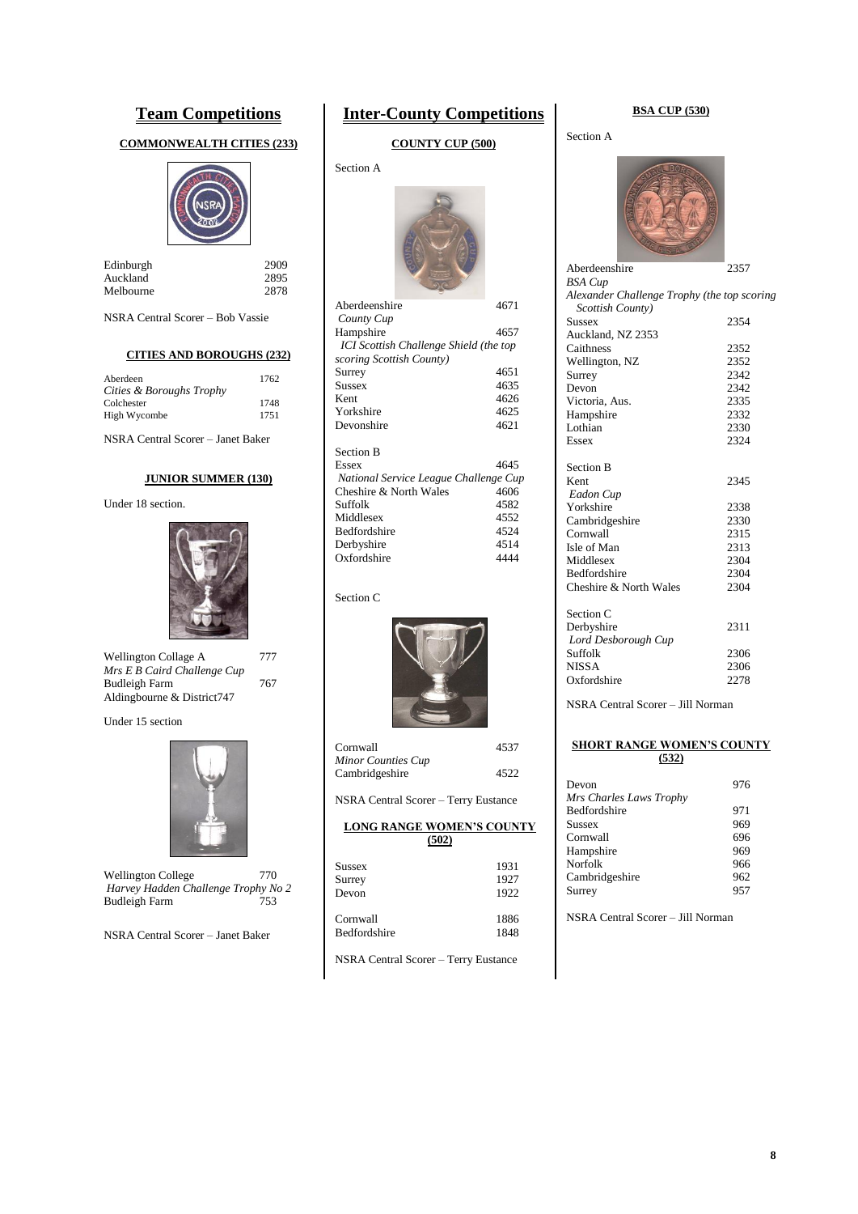# Team Competitions

### COMMONWEALTH CITIES (233)

| | |
|---|---|
| Edinburgh | 2909 |
| Auckland | 2895 |
| Melbourne | 2878 |

NSRA Central Scorer – Bob Vassie

### CITIES AND BOROUGHS (232)

| | |
|---|---|
| Aberdeen | 1762 |
| *Cities & Boroughs Trophy* | |
| Colchester | 1748 |
| High Wycombe | 1751 |

NSRA Central Scorer – Janet Baker

### JUNIOR SUMMER (130)

Under 18 section.

| | |
|---|---|
| Wellington Collage A | 777 |
| *Mrs E B Caird Challenge Cup* | |
| Budleigh Farm | 767 |
| Aldingbourne & District | 747 |

Under 15 section

| | |
|---|---|
| Wellington College | 770 |
| *Harvey Hadden Challenge Trophy No 2* | |
| Budleigh Farm | 753 |

NSRA Central Scorer – Janet Baker

# Inter-County Competitions

### COUNTY CUP (500)

Section A

| | |
|---|---|
| Aberdeenshire | 4671 |
| *County Cup* | |
| Hampshire | 4657 |
| *ICI Scottish Challenge Shield (the top scoring Scottish County)* | |
| Surrey | 4651 |
| Sussex | 4635 |
| Kent | 4626 |
| Yorkshire | 4625 |
| Devonshire | 4621 |

Section B

| | |
|---|---|
| Essex | 4645 |
| *National Service League Challenge Cup* | |
| Cheshire & North Wales | 4606 |
| Suffolk | 4582 |
| Middlesex | 4552 |
| Bedfordshire | 4524 |
| Derbyshire | 4514 |
| Oxfordshire | 4444 |

Section C

| | |
|---|---|
| Cornwall | 4537 |
| *Minor Counties Cup* | |
| Cambridgeshire | 4522 |

NSRA Central Scorer – Terry Eustance

### LONG RANGE WOMEN'S COUNTY (502)

| | |
|---|---|
| Sussex | 1931 |
| Surrey | 1927 |
| Devon | 1922 |
| | |
| Cornwall | 1886 |
| Bedfordshire | 1848 |

NSRA Central Scorer – Terry Eustance

### BSA CUP (530)

Section A

| | |
|---|---|
| Aberdeenshire | 2357 |
| *BSA Cup* | |
| *Alexander Challenge Trophy (the top scoring Scottish County)* | |
| Sussex | 2354 |
| Auckland, NZ 2353 | |
| Caithness | 2352 |
| Wellington, NZ | 2352 |
| Surrey | 2342 |
| Devon | 2342 |
| Victoria, Aus. | 2335 |
| Hampshire | 2332 |
| Lothian | 2330 |
| Essex | 2324 |

Section B

| | |
|---|---|
| Kent | 2345 |
| *Eadon Cup* | |
| Yorkshire | 2338 |
| Cambridgeshire | 2330 |
| Cornwall | 2315 |
| Isle of Man | 2313 |
| Middlesex | 2304 |
| Bedfordshire | 2304 |
| Cheshire & North Wales | 2304 |

Section C

| | |
|---|---|
| Derbyshire | 2311 |
| *Lord Desborough Cup* | |
| Suffolk | 2306 |
| NISSA | 2306 |
| Oxfordshire | 2278 |

NSRA Central Scorer – Jill Norman

### SHORT RANGE WOMEN'S COUNTY (532)

| | |
|---|---|
| Devon | 976 |
| *Mrs Charles Laws Trophy* | |
| Bedfordshire | 971 |
| Sussex | 969 |
| Cornwall | 696 |
| Hampshire | 969 |
| Norfolk | 966 |
| Cambridgeshire | 962 |
| Surrey | 957 |

NSRA Central Scorer – Jill Norman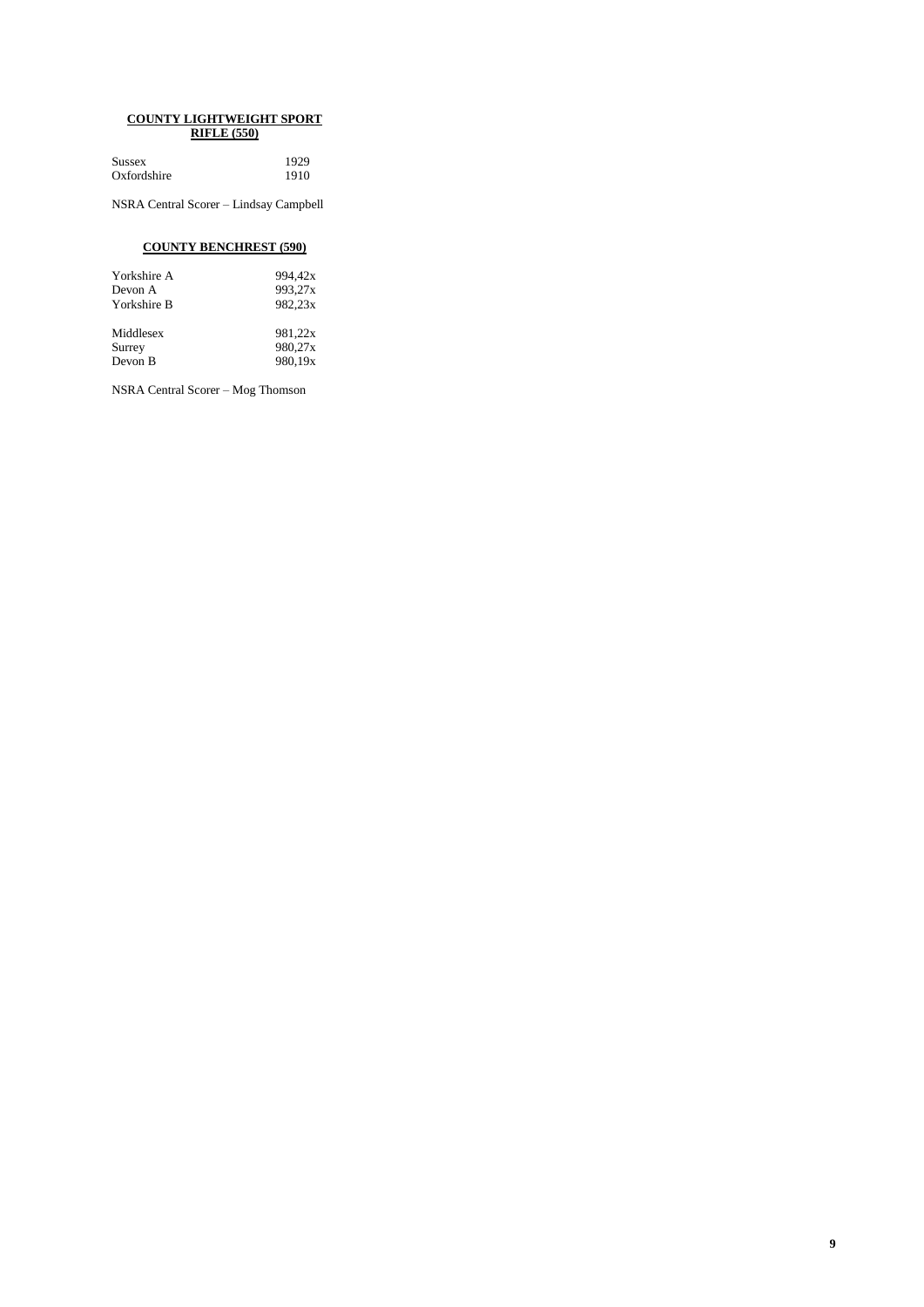**COUNTY LIGHTWEIGHT SPORT RIFLE (550)**

| | |
|---|---|
| Sussex | 1929 |
| Oxfordshire | 1910 |

NSRA Central Scorer – Lindsay Campbell

**COUNTY BENCHREST (590)**

| | |
|---|---|
| Yorkshire A | 994,42x |
| Devon A | 993,27x |
| Yorkshire B | 982,23x |
| | |
| Middlesex | 981,22x |
| Surrey | 980,27x |
| Devon B | 980,19x |

NSRA Central Scorer – Mog Thomson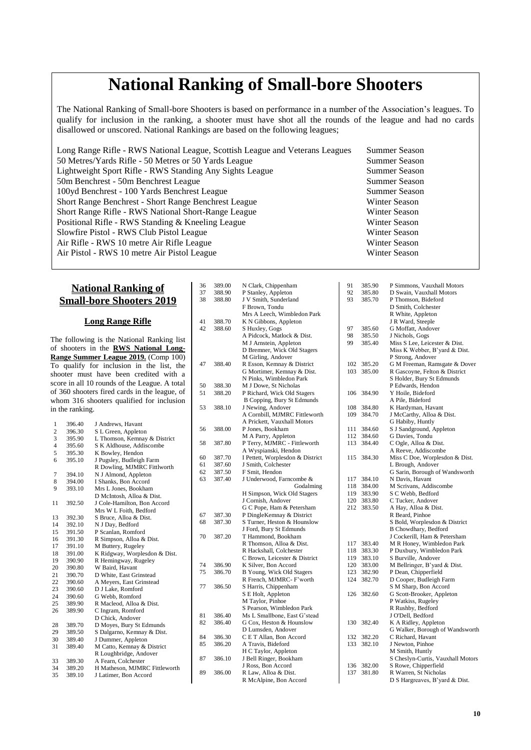# National Ranking of Small-bore Shooters

The National Ranking of Small-bore Shooters is based on performance in a number of the Association's leagues. To qualify for inclusion in the ranking, a shooter must have shot all the rounds of the league and had no cards disallowed or unscored. National Rankings are based on the following leagues;

| | |
|---|---|
| Long Range Rifle - RWS National League, Scottish League and Veterans Leagues | Summer Season |
| 50 Metres/Yards Rifle - 50 Metres or 50 Yards League | Summer Season |
| Lightweight Sport Rifle - RWS Standing Any Sights League | Summer Season |
| 50m Benchrest - 50m Benchrest League | Summer Season |
| 100yd Benchrest - 100 Yards Benchrest League | Summer Season |
| Short Range Benchrest - Short Range Benchrest League | Winter Season |
| Short Range Rifle - RWS National Short-Range League | Winter Season |
| Positional Rifle - RWS Standing & Kneeling League | Winter Season |
| Slowfire Pistol - RWS Club Pistol League | Winter Season |
| Air Rifle - RWS 10 metre Air Rifle League | Winter Season |
| Air Pistol - RWS 10 metre Air Pistol League | Winter Season |

## National Ranking of Small-bore Shooters 2019

### Long Range Rifle

The following is the National Ranking list of shooters in the **RWS National Long-Range Summer League 2019.** (Comp 100) To qualify for inclusion in the list, the shooter must have been credited with a score in all 10 rounds of the League. A total of 360 shooters fired cards in the league, of whom 316 shooters qualified for inclusion in the ranking.

| | | |
|---|---|---|
| 1 | 396.40 | J Andrews, Havant |
| 2 | 396.30 | S L Green, Appleton |
| 3 | 395.90 | L Thomson, Kemnay & District |
| 4 | 395.60 | S K Aldhouse, Addiscombe |
| 5 | 395.30 | K Bowley, Hendon |
| 6 | 395.10 | J Pugsley, Budleigh Farm |
| | | R Dowling, MJMRC Fittlworth |
| 7 | 394.10 | N J Almond, Appleton |
| 8 | 394.00 | I Shanks, Bon Accord |
| 9 | 393.10 | Mrs L Jones, Bookham |
| | | D McIntosh, Alloa & Dist. |
| 11 | 392.50 | J Cole-Hamilton, Bon Accord |
| | | Mrs W L Foith, Bedford |
| 13 | 392.30 | S Bruce, Alloa & Dist. |
| 14 | 392.10 | N J Day, Bedford |
| 15 | 391.50 | P Scanlan, Romford |
| 16 | 391.30 | R Simpson, Alloa & Dist. |
| 17 | 391.10 | M Buttery, Rugeley |
| 18 | 391.00 | K Ridgway, Worplesdon & Dist. |
| 19 | 390.90 | R Hemingway, Rugeley |
| 20 | 390.80 | W Baird, Havant |
| 21 | 390.70 | D White, East Grinstead |
| 22 | 390.60 | A Meyers, East Grinstead |
| 23 | 390.60 | D J Lake, Romford |
| 24 | 390.60 | G Webb, Romford |
| 25 | 389.90 | R Macleod, Alloa & Dist. |
| 26 | 389.90 | C Ingram, Romford |
| | | D Chick, Andover |
| 28 | 389.70 | D Moyes, Bury St Edmunds |
| 29 | 389.50 | S Dalgarno, Kemnay & Dist. |
| 30 | 389.40 | J Dummer, Appleton |
| 31 | 389.40 | M Catto, Kemnay & District |
| | | R Loughbridge, Andover |
| 33 | 389.30 | A Fearn, Colchester |
| 34 | 389.20 | H Matheson, MJMRC Fittleworth |
| 35 | 389.10 | J Latimer, Bon Accord |
| 36 | 389.00 | N Clark, Chippenham |
| 37 | 388.90 | P Stanley, Appleton |
| 38 | 388.80 | J V Smith, Sunderland |
| | | F Brown, Tondu |
| | | Mrs A Leech, Wimbledon Park |
| 41 | 388.70 | K N Gibbons, Appleton |
| 42 | 388.60 | S Huxley, Gogs |
| | | A Pidcock, Matlock & Dist. |
| | | M J Arnstein, Appleton |
| | | D Bremner, Wick Old Stagers |
| | | M Girling, Andover |
| 47 | 388.40 | R Esson, Kemnay & District |
| | | G Mortimer, Kemnay & Dist. |
| | | N Pinks, Wimbledon Park |
| 50 | 388.30 | M J Dowe, St Nicholas |
| 51 | 388.20 | P Richard, Wick Old Stagers |
| | | B Copping, Bury St Edmunds |
| 53 | 388.10 | J Newing, Andover |
| | | A Cornbill, MJMRC Fittleworth |
| | | A Prickett, Vauxhall Motors |
| 56 | 388.00 | P Jones, Bookham |
| | | M A Parry, Appleton |
| 58 | 387.80 | P Terry, MJMRC - Fittleworth |
| | | A Wyspianski, Hendon |
| 60 | 387.70 | I Pettett, Worplesdon & District |
| 61 | 387.60 | J Smith, Colchester |
| 62 | 387.50 | F Smit, Hendon |
| 63 | 387.40 | J Underwood, Farncombe & Godalming |
| | | H Simpson, Wick Old Stagers |
| | | J Cornish, Andover |
| | | G C Pope, Ham & Petersham |
| 67 | 387.30 | P DingleKemnay & District |
| 68 | 387.30 | S Turner, Heston & Hounslow |
| | | J Ford, Bury St Edmunds |
| 70 | 387.20 | T Hammond, Bookham |
| | | R Thomson, Alloa & Dist. |
| | | R Hackshall, Colchester |
| | | C Brown, Leicester & District |
| 74 | 386.90 | K Silver, Bon Accord |
| 75 | 386.70 | B Young, Wick Old Stagers |
| | | R French, MJMRC- F'worth |
| 77 | 386.50 | S Harris, Chippenham |
| | | S E Holt, Appleton |
| | | M Taylor, Pinhoe |
| | | S Pearson, Wimbledon Park |
| 81 | 386.40 | Ms L Smallbone, East G'stead |
| 82 | 386.40 | G Cox, Heston & Hounslow |
| | | D Lumsden, Andover |
| 84 | 386.30 | C E T Allan, Bon Accord |
| 85 | 386.20 | A Travis, Bideford |
| | | H C Taylor, Appleton |
| 87 | 386.10 | J Bell Ringer, Bookham |
| | | J Ross, Bon Accord |
| 89 | 386.00 | R Law, Alloa & Dist. |
| | | R McAlpine, Bon Accord |
| 91 | 385.90 | P Simmons, Vauxhall Motors |
| 92 | 385.80 | D Swain, Vauxhall Motors |
| 93 | 385.70 | P Thomson, Bideford |
| | | D Smith, Colchester |
| | | R White, Appleton |
| | | J R Ward, Steeple |
| 97 | 385.60 | G Moffatt, Andover |
| 98 | 385.50 | J Nichols, Gogs |
| 99 | 385.40 | Miss S Lee, Leicester & Dist. |
| | | Miss K Webber, B'yard & Dist. |
| | | P Strong, Andover |
| 102 | 385.20 | G M Freeman, Ramsgate & Dover |
| 103 | 385.00 | R Gascoyne, Felton & District |
| | | S Holder, Bury St Edmunds |
| | | P Edwards, Hendon |
| 106 | 384.90 | Y Hoile, Bideford |
| | | A Pile, Bideford |
| 108 | 384.80 | K Hardyman, Havant |
| 109 | 384.70 | J McCarthy, Alloa & Dist. |
| | | G Habiby, Huntly |
| 111 | 384.60 | S J Sandground, Appleton |
| 112 | 384.60 | G Davies, Tondu |
| 113 | 384.40 | C Ogle, Alloa & Dist. |
| | | A Reeve, Addiscombe |
| 115 | 384.30 | Miss C Doe, Worplesdon & Dist. |
| | | L Brough, Andover |
| | | G Sarin, Borough of Wandsworth |
| 117 | 384.10 | N Davis, Havant |
| 118 | 384.00 | M Scrivans, Addiscombe |
| 119 | 383.90 | S C Webb, Bedford |
| 120 | 383.80 | C Tucker, Andover |
| 212 | 383.50 | A Hay, Alloa & Dist. |
| | | R Beard, Pinhoe |
| | | S Bold, Worplesdon & District |
| | | B Chowdhary, Bedford |
| | | J Cockerill, Ham & Petersham |
| 117 | 383.40 | M R Honey, Wimbledon Park |
| 118 | 383.30 | P Duxbury, Wimbledon Park |
| 119 | 383.10 | S Burville, Andover |
| 120 | 383.00 | M Bellringer, B'yard & Dist. |
| 123 | 382.90 | P Dean, Chipperfield |
| 124 | 382.70 | D Cooper, Budleigh Farm |
| | | S M Sharp, Bon Accord |
| 126 | 382.60 | G Scott-Brooker, Appleton |
| | | P Watkiss, Rugeley |
| | | R Rushby, Bedford |
| | | J O'Dell, Bedford |
| 130 | 382.40 | K A Ridley, Appleton |
| | | G Walker, Borough of Wandsworth |
| 132 | 382.20 | C Richard, Havant |
| 133 | 382.10 | J Newton, Pinhoe |
| | | M Smith, Huntly |
| | | S Cheslyn-Curtis, Vauxhall Motors |
| 136 | 382.00 | S Rowe, Chipperfield |
| 137 | 381.80 | R Warren, St Nicholas |
| | | D S Hargreaves, B'yard & Dist. |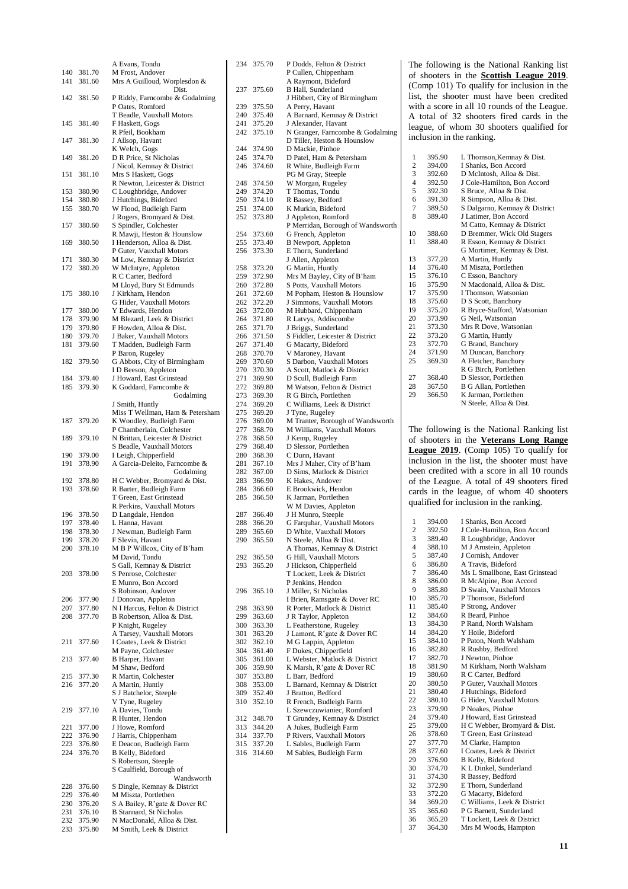| Rank | Score | Name |
|---|---|---|
| | | A Evans, Tondu |
| 140 | 381.70 | M Frost, Andover |
| 141 | 381.60 | Mrs A Guilloud, Worplesdon & Dist. |
| 142 | 381.50 | P Riddy, Farncombe & Godalming |
| | | P Oates, Romford |
| | | T Beadle, Vauxhall Motors |
| 145 | 381.40 | F Haskett, Gogs |
| | | R Pfeil, Bookham |
| 147 | 381.30 | J Allsop, Havant |
| | | K Welch, Gogs |
| 149 | 381.20 | D R Price, St Nicholas |
| | | J Nicol, Kemnay & District |
| 151 | 381.10 | Mrs S Haskett, Gogs |
| | | R Newton, Leicester & District |
| 153 | 380.90 | C Loughbridge, Andover |
| 154 | 380.80 | J Hutchings, Bideford |
| 155 | 380.70 | W Flood, Budleigh Farm |
| | | J Rogers, Bromyard & Dist. |
| 157 | 380.60 | S Spindler, Colchester |
| | | R Mawji, Heston & Hounslow |
| 169 | 380.50 | I Henderson, Alloa & Dist. |
| | | P Guter, Vauxhall Motors |
| 171 | 380.30 | M Low, Kemnay & District |
| 172 | 380.20 | W McIntyre, Appleton |
| | | R C Carter, Bedford |
| | | M Lloyd, Bury St Edmunds |
| 175 | 380.10 | J Kirkham, Hendon |
| | | G Hider, Vauxhall Motors |
| 177 | 380.00 | Y Edwards, Hendon |
| 178 | 379.90 | M Blezard, Leek & District |
| 179 | 379.80 | F Howden, Alloa & Dist. |
| 180 | 379.70 | J Baker, Vauxhall Motors |
| 181 | 379.60 | T Madden, Budleigh Farm |
| | | P Baron, Rugeley |
| 182 | 379.50 | G Abbots, City of Birmingham |
| | | I D Beeson, Appleton |
| 184 | 379.40 | J Howard, East Grinstead |
| 185 | 379.30 | K Goddard, Farncombe & Godalming |
| | | J Smith, Huntly |
| | | Miss T Wellman, Ham & Petersham |
| 187 | 379.20 | K Woodley, Budleigh Farm |
| | | P Chamberlain, Colchester |
| 189 | 379.10 | N Brittan, Leicester & District |
| | | S Beadle, Vauxhall Motors |
| 190 | 379.00 | I Leigh, Chipperfield |
| 191 | 378.90 | A Garcia-Deleito, Farncombe & Godalming |
| 192 | 378.80 | H C Webber, Bromyard & Dist. |
| 193 | 378.60 | R Barter, Budleigh Farm |
| | | T Green, East Grinstead |
| | | R Perkins, Vauxhall Motors |
| 196 | 378.50 | D Langdale, Hendon |
| 197 | 378.40 | L Hanna, Havant |
| 198 | 378.30 | J Newman, Budleigh Farm |
| 199 | 378.20 | F Slevin, Havant |
| 200 | 378.10 | M B P Willcox, City of B'ham |
| | | M David, Tondu |
| | | S Gall, Kemnay & District |
| 203 | 378.00 | S Penrose, Colchester |
| | | E Munro, Bon Accord |
| | | S Robinson, Andover |
| 206 | 377.90 | J Donovan, Appleton |
| 207 | 377.80 | N I Harcus, Felton & District |
| 208 | 377.70 | B Robertson, Alloa & Dist. |
| | | P Knight, Rugeley |
| | | A Tarsey, Vauxhall Motors |
| 211 | 377.60 | I Coates, Leek & District |
| | | M Payne, Colchester |
| 213 | 377.40 | B Harper, Havant |
| | | M Shaw, Bedford |
| 215 | 377.30 | R Martin, Colchester |
| 216 | 377.20 | A Martin, Huntly |
| | | S J Batchelor, Steeple |
| | | V Tyne, Rugeley |
| 219 | 377.10 | A Davies, Tondu |
| | | R Hunter, Hendon |
| 221 | 377.00 | J Howe, Romford |
| 222 | 376.90 | J Harris, Chippenham |
| 223 | 376.80 | E Deacon, Budleigh Farm |
| 224 | 376.70 | B Kelly, Bideford |
| | | S Robertson, Steeple |
| | | S Caulfield, Borough of Wandsworth |
| 228 | 376.60 | S Dingle, Kemnay & District |
| 229 | 376.40 | M Miszta, Portlethen |
| 230 | 376.20 | S A Bailey, R'gate & Dover RC |
| 231 | 376.10 | B Stannard, St Nicholas |
| 232 | 375.90 | N MacDonald, Alloa & Dist. |
| 233 | 375.80 | M Smith, Leek & District |
| 234 | 375.70 | P Dodds, Felton & District |
| | | P Cullen, Chippenham |
| | | A Raymont, Bideford |
| 237 | 375.60 | B Hall, Sunderland |
| | | J Hibbert, City of Birmingham |
| 239 | 375.50 | A Perry, Havant |
| 240 | 375.40 | A Barnard, Kemnay & District |
| 241 | 375.20 | J Alexander, Havant |
| 242 | 375.10 | N Granger, Farncombe & Godalming |
| | | D Tiller, Heston & Hounslow |
| 244 | 374.90 | D Mackie, Pinhoe |
| 245 | 374.70 | D Patel, Ham & Petersham |
| 246 | 374.60 | R White, Budleigh Farm |
| | | PG M Gray, Steeple |
| 248 | 374.50 | W Morgan, Rugeley |
| 249 | 374.20 | T Thomas, Tondu |
| 250 | 374.10 | R Bassey, Bedford |
| 251 | 374.00 | K Murkin, Bideford |
| 252 | 373.80 | J Appleton, Romford |
| | | P Merridan, Borough of Wandsworth |
| 254 | 373.60 | G French, Appleton |
| 255 | 373.40 | B Newport, Appleton |
| 256 | 373.30 | E Thorn, Sunderland |
| | | J Allen, Appleton |
| 258 | 373.20 | G Martin, Huntly |
| 259 | 372.90 | Mrs M Bayley, City of B'ham |
| 260 | 372.80 | S Potts, Vauxhall Motors |
| 261 | 372.60 | M Popham, Heston & Hounslow |
| 262 | 372.20 | J Simmons, Vauxhall Motors |
| 263 | 372.00 | M Hubbard, Chippenham |
| 264 | 371.80 | R Latvys, Addiscombe |
| 265 | 371.70 | J Briggs, Sunderland |
| 266 | 371.50 | S Fiddler, Leicester & District |
| 267 | 371.40 | G Macarty, Bideford |
| 268 | 370.70 | V Maroney, Havant |
| 269 | 370.60 | S Darbon, Vauxhall Motors |
| 270 | 370.30 | A Scott, Matlock & District |
| 271 | 369.90 | D Scull, Budleigh Farm |
| 272 | 369.80 | M Watson, Felton & District |
| 273 | 369.30 | R G Birch, Portlethen |
| 274 | 369.20 | C Williams, Leek & District |
| 275 | 369.20 | J Tyne, Rugeley |
| 276 | 369.00 | M Tranter, Borough of Wandsworth |
| 277 | 368.70 | M Williams, Vauxhall Motors |
| 278 | 368.50 | J Kemp, Rugeley |
| 279 | 368.40 | D Slessor, Portlethen |
| 280 | 368.30 | C Dunn, Havant |
| 281 | 367.10 | Mrs J Maher, City of B'ham |
| 282 | 367.00 | D Sims, Matlock & District |
| 283 | 366.90 | K Hakes, Andover |
| 284 | 366.60 | E Brookwick, Hendon |
| 285 | 366.50 | K Jarman, Portlethen |
| | | W M Davies, Appleton |
| 287 | 366.40 | J H Munro, Steeple |
| 288 | 366.20 | G Farquhar, Vauxhall Motors |
| 289 | 365.60 | D White, Vauxhall Motors |
| 290 | 365.50 | N Steele, Alloa & Dist. |
| | | A Thomas, Kemnay & District |
| 292 | 365.50 | G Hill, Vauxhall Motors |
| 293 | 365.20 | J Hickson, Chipperfield |
| | | T Lockett, Leek & District |
| | | P Jenkins, Hendon |
| 296 | 365.10 | J Miller, St Nicholas |
| | | I Brien, Ramsgate & Dover RC |
| 298 | 363.90 | R Porter, Matlock & District |
| 299 | 363.60 | J R Taylor, Appleton |
| 300 | 363.30 | L Featherstone, Rugeley |
| 301 | 363.20 | J Lamont, R'gate & Dover RC |
| 302 | 362.10 | M G Lappin, Appleton |
| 304 | 361.40 | F Dukes, Chipperfield |
| 305 | 361.00 | L Webster, Matlock & District |
| 306 | 359.90 | K Marsh, R'gate & Dover RC |
| 307 | 353.80 | L Barr, Bedford |
| 308 | 353.00 | L Barnard, Kemnay & District |
| 309 | 352.40 | J Bratton, Bedford |
| 310 | 352.10 | R French, Budleigh Farm |
| | | L Szewczuwianiec, Romford |
| 312 | 348.70 | T Grundey, Kemnay & District |
| 313 | 344.20 | A Jukes, Budleigh Farm |
| 314 | 337.70 | P Rivers, Vauxhall Motors |
| 315 | 337.20 | L Sables, Budleigh Farm |
| 316 | 314.60 | M Sables, Budleigh Farm |

The following is the National Ranking list of shooters in the **Scottish League 2019**. (Comp 101) To qualify for inclusion in the list, the shooter must have been credited with a score in all 10 rounds of the League. A total of 32 shooters fired cards in the league, of whom 30 shooters qualified for inclusion in the ranking.

| Rank | Score | Name |
|---|---|---|
| 1 | 395.90 | L Thomson,Kemnay & Dist. |
| 2 | 394.00 | I Shanks, Bon Accord |
| 3 | 392.60 | D McIntosh, Alloa & Dist. |
| 4 | 392.50 | J Cole-Hamilton, Bon Accord |
| 5 | 392.30 | S Bruce, Alloa & Dist. |
| 6 | 391.30 | R Simpson, Alloa & Dist. |
| 7 | 389.50 | S Dalgarno, Kemnay & District |
| 8 | 389.40 | J Latimer, Bon Accord |
| | | M Catto, Kemnay & District |
| 10 | 388.60 | D Bremmer, Wick Old Stagers |
| 11 | 388.40 | R Esson, Kemnay & District |
| | | G Mortimer, Kemnay & Dist. |
| 13 | 377.20 | A Martin, Huntly |
| 14 | 376.40 | M Miszta, Portlethen |
| 15 | 376.10 | C Esson, Banchory |
| 16 | 375.90 | N Macdonald, Alloa & Dist. |
| 17 | 375.90 | I Thomson, Watsonian |
| 18 | 375.60 | D S Scott, Banchory |
| 19 | 375.20 | R Bryce-Stafford, Watsonian |
| 20 | 373.90 | G Neil, Watsonian |
| 21 | 373.30 | Mrs R Dove, Watsonian |
| 22 | 373.20 | G Martin, Huntly |
| 23 | 372.70 | G Brand, Banchory |
| 24 | 371.90 | M Duncan, Banchory |
| 25 | 369.30 | A Fletcher, Banchory |
| | | R G Birch, Portlethen |
| 27 | 368.40 | D Slessor, Portlethen |
| 28 | 367.50 | B G Allan, Portlethen |
| 29 | 366.50 | K Jarman, Portlethen |
| | | N Steele, Alloa & Dist. |

The following is the National Ranking list of shooters in the **Veterans Long Range League 2019**. (Comp 105) To qualify for inclusion in the list, the shooter must have been credited with a score in all 10 rounds of the League. A total of 49 shooters fired cards in the league, of whom 40 shooters qualified for inclusion in the ranking.

| Rank | Score | Name |
|---|---|---|
| 1 | 394.00 | I Shanks, Bon Accord |
| 2 | 392.50 | J Cole-Hamilton, Bon Accord |
| 3 | 389.40 | R Loughbridge, Andover |
| 4 | 388.10 | M J Arnstein, Appleton |
| 5 | 387.40 | J Cornish, Andover |
| 6 | 386.80 | A Travis, Bideford |
| 7 | 386.40 | Ms L Smallbone, East Grinstead |
| 8 | 386.00 | R McAlpine, Bon Accord |
| 9 | 385.80 | D Swain, Vauxhall Motors |
| 10 | 385.70 | P Thomson, Bideford |
| 11 | 385.40 | P Strong, Andover |
| 12 | 384.60 | R Beard, Pinhoe |
| 13 | 384.30 | P Rand, North Walsham |
| 14 | 384.20 | Y Hoile, Bideford |
| 15 | 384.10 | P Paton, North Walsham |
| 16 | 382.80 | R Rushby, Bedford |
| 17 | 382.70 | J Newton, Pinhoe |
| 18 | 381.90 | M Kirkham, North Walsham |
| 19 | 380.60 | R C Carter, Bedford |
| 20 | 380.50 | P Guter, Vauxhall Motors |
| 21 | 380.40 | J Hutchings, Bideford |
| 22 | 380.10 | G Hider, Vauxhall Motors |
| 23 | 379.90 | P Noakes, Pinhoe |
| 24 | 379.40 | J Howard, East Grinstead |
| 25 | 379.00 | H C Webber, Bromyard & Dist. |
| 26 | 378.60 | T Green, East Grinstead |
| 27 | 377.70 | M Clarke, Hampton |
| 28 | 377.60 | I Coates, Leek & District |
| 29 | 376.90 | B Kelly, Bideford |
| 30 | 374.70 | K L Dinkel, Sunderland |
| 31 | 374.30 | R Bassey, Bedford |
| 32 | 372.90 | E Thorn, Sunderland |
| 33 | 372.20 | G Macarty, Bideford |
| 34 | 369.20 | C Williams, Leek & District |
| 35 | 365.60 | P G Barnett, Sunderland |
| 36 | 365.20 | T Lockett, Leek & District |
| 37 | 364.30 | Mrs M Woods, Hampton |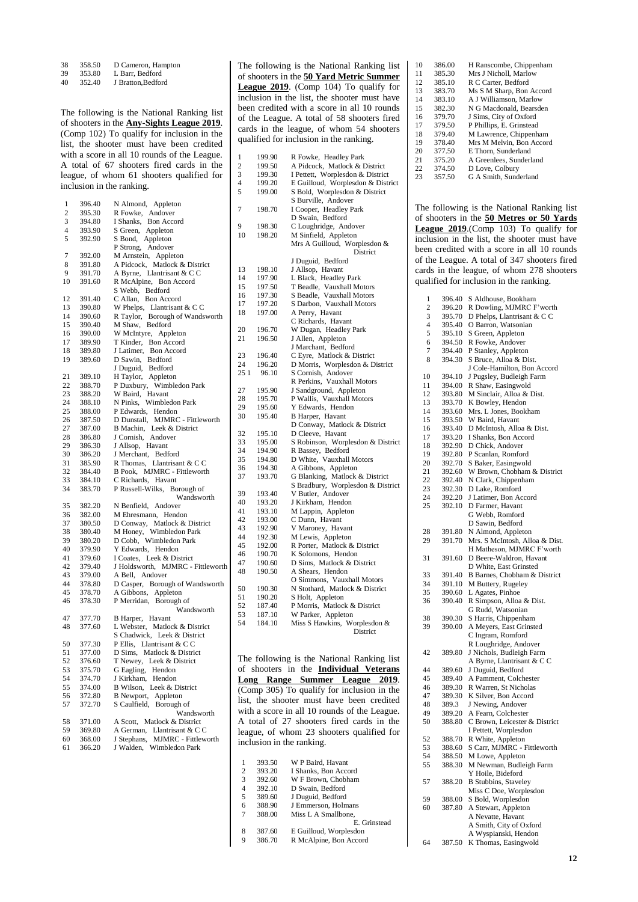| | | |
|---|---|---|
| 38 | 358.50 | D Cameron, Hampton |
| 39 | 353.80 | L Barr, Bedford |
| 40 | 352.40 | J Bratton,Bedford |

The following is the National Ranking list of shooters in the **Any-Sights League 2019**. (Comp 102) To qualify for inclusion in the list, the shooter must have been credited with a score in all 10 rounds of the League. A total of 67 shooters fired cards in the league, of whom 61 shooters qualified for inclusion in the ranking.

| | | |
|---|---|---|
| 1 | 396.40 | N Almond, Appleton |
| 2 | 395.30 | R Fowke, Andover |
| 3 | 394.80 | I Shanks, Bon Accord |
| 4 | 393.90 | S Green, Appleton |
| 5 | 392.90 | S Bond, Appleton |
| | | P Strong, Andover |
| 7 | 392.00 | M Arnstein, Appleton |
| 8 | 391.80 | A Pidcock, Matlock & District |
| 9 | 391.70 | A Byrne, Llantrisant & C C |
| 10 | 391.60 | R McAlpine, Bon Accord |
| | | S Webb, Bedford |
| 12 | 391.40 | C Allan, Bon Accord |
| 13 | 390.80 | W Phelps, Llantrisant & C C |
| 14 | 390.60 | R Taylor, Borough of Wandsworth |
| 15 | 390.40 | M Shaw, Bedford |
| 16 | 390.00 | W McIntyre, Appleton |
| 17 | 389.90 | T Kinder, Bon Accord |
| 18 | 389.80 | J Latimer, Bon Accord |
| 19 | 389.60 | D Sawin, Bedford |
| | | J Duguid, Bedford |
| 21 | 389.10 | H Taylor, Appleton |
| 22 | 388.70 | P Duxbury, Wimbledon Park |
| 23 | 388.20 | W Baird, Havant |
| 24 | 388.10 | N Pinks, Wimbledon Park |
| 25 | 388.00 | P Edwards, Hendon |
| 26 | 387.50 | D Dunstall, MJMRC - Fittleworth |
| 27 | 387.00 | B Machin, Leek & District |
| 28 | 386.80 | J Cornish, Andover |
| 29 | 386.30 | J Allsop, Havant |
| 30 | 386.20 | J Merchant, Bedford |
| 31 | 385.90 | R Thomas, Llantrisant & C C |
| 32 | 384.40 | B Pook, MJMRC - Fittleworth |
| 33 | 384.10 | C Richards, Havant |
| 34 | 383.70 | P Russell-Wilks, Borough of Wandsworth |
| 35 | 382.20 | N Benfield, Andover |
| 36 | 382.00 | M Ehresmann, Hendon |
| 37 | 380.50 | D Conway, Matlock & District |
| 38 | 380.40 | M Honey, Wimbledon Park |
| 39 | 380.20 | D Cobb, Wimbledon Park |
| 40 | 379.90 | Y Edwards, Hendon |
| 41 | 379.60 | I Coates, Leek & District |
| 42 | 379.40 | J Holdsworth, MJMRC - Fittleworth |
| 43 | 379.00 | A Bell, Andover |
| 44 | 378.80 | D Casper, Borough of Wandsworth |
| 45 | 378.70 | A Gibbons, Appleton |
| 46 | 378.30 | P Merridan, Borough of Wandsworth |
| 47 | 377.70 | B Harper, Havant |
| 48 | 377.60 | L Webster, Matlock & District |
| | | S Chadwick, Leek & District |
| 50 | 377.30 | P Ellis, Llantrisant & C C |
| 51 | 377.00 | D Sims, Matlock & District |
| 52 | 376.60 | T Newey, Leek & District |
| 53 | 375.70 | G Eagling, Hendon |
| 54 | 374.70 | J Kirkham, Hendon |
| 55 | 374.00 | B Wilson, Leek & District |
| 56 | 372.80 | B Newport, Appleton |
| 57 | 372.70 | S Caulfield, Borough of Wandsworth |
| 58 | 371.00 | A Scott, Matlock & District |
| 59 | 369.80 | A German, Llantrisant & C C |
| 60 | 368.00 | J Stephans, MJMRC - Fittleworth |
| 61 | 366.20 | J Walden, Wimbledon Park |

The following is the National Ranking list of shooters in the **50 Yard Metric Summer League 2019**. (Comp 104) To qualify for inclusion in the list, the shooter must have been credited with a score in all 10 rounds of the League. A total of 58 shooters fired cards in the league, of whom 54 shooters qualified for inclusion in the ranking.

| | | |
|---|---|---|
| 1 | 199.90 | R Fowke, Headley Park |
| 2 | 199.50 | A Pidcock, Matlock & District |
| 3 | 199.30 | I Pettett, Worplesdon & District |
| 4 | 199.20 | E Guilloud, Worplesdon & District |
| 5 | 199.00 | S Bold, Worplesdon & District |
| | | S Burville, Andover |
| 7 | 198.70 | I Cooper, Headley Park |
| | | D Swain, Bedford |
| 9 | 198.30 | C Loughridge, Andover |
| 10 | 198.20 | M Sinfield, Appleton |
| | | Mrs A Guilloud, Worplesdon & District |
| | | J Duguid, Bedford |
| 13 | 198.10 | J Allsop, Havant |
| 14 | 197.90 | L Black, Headley Park |
| 15 | 197.50 | T Beadle, Vauxhall Motors |
| 16 | 197.30 | S Beadle, Vauxhall Motors |
| 17 | 197.20 | S Darbon, Vauxhall Motors |
| 18 | 197.00 | A Perry, Havant |
| | | C Richards, Havant |
| 20 | 196.70 | W Dugan, Headley Park |
| 21 | 196.50 | J Allen, Appleton |
| | | J Marchant, Bedford |
| 23 | 196.40 | C Eyre, Matlock & District |
| 24 | 196.20 | D Morris, Worplesdon & District |
| 25 1 | 96.10 | S Cornish, Andover |
| | | R Perkins, Vauxhall Motors |
| 27 | 195.90 | J Sandground, Appleton |
| 28 | 195.70 | P Wallis, Vauxhall Motors |
| 29 | 195.60 | Y Edwards, Hendon |
| 30 | 195.40 | B Harper, Havant |
| | | D Conway, Matlock & District |
| 32 | 195.10 | D Cleeve, Havant |
| 33 | 195.00 | S Robinson, Worplesdon & District |
| 34 | 194.90 | R Bassey, Bedford |
| 35 | 194.80 | D White, Vauxhall Motors |
| 36 | 194.30 | A Gibbons, Appleton |
| 37 | 193.70 | G Blanking, Matlock & District |
| | | S Bradbury, Worplesdon & District |
| 39 | 193.40 | V Butler, Andover |
| 40 | 193.20 | J Kirkham, Hendon |
| 41 | 193.10 | M Lappin, Appleton |
| 42 | 193.00 | C Dunn, Havant |
| 43 | 192.90 | V Maroney, Havant |
| 44 | 192.30 | M Lewis, Appleton |
| 45 | 192.00 | R Porter, Matlock & District |
| 46 | 190.70 | K Solomons, Hendon |
| 47 | 190.60 | D Sims, Matlock & District |
| 48 | 190.50 | A Shears, Hendon |
| | | O Simmons, Vauxhall Motors |
| 50 | 190.30 | N Stothard, Matlock & District |
| 51 | 190.20 | S Holt, Appleton |
| 52 | 187.40 | P Morris, Matlock & District |
| 53 | 187.10 | W Parker, Appleton |
| 54 | 184.10 | Miss S Hawkins, Worplesdon & District |

The following is the National Ranking list of shooters in the **Individual Veterans Long Range Summer League 2019**. (Comp 305) To qualify for inclusion in the list, the shooter must have been credited with a score in all 10 rounds of the League. A total of 27 shooters fired cards in the league, of whom 23 shooters qualified for inclusion in the ranking.

| | | |
|---|---|---|
| 1 | 393.50 | W P Baird, Havant |
| 2 | 393.20 | I Shanks, Bon Accord |
| 3 | 392.60 | W F Brown, Chobham |
| 4 | 392.10 | D Swain, Bedford |
| 5 | 389.60 | J Duguid, Bedford |
| 6 | 388.90 | J Emmerson, Holmans |
| 7 | 388.00 | Miss L A Smallbone, E. Grinstead |
| 8 | 387.60 | E Guilloud, Worplesdon |
| 9 | 386.70 | R McAlpine, Bon Accord |
| 10 | 386.00 | H Ranscombe, Chippenham |
| 11 | 385.30 | Mrs J Nicholl, Marlow |
| 12 | 385.10 | R C Carter, Bedford |
| 13 | 383.70 | Ms S M Sharp, Bon Accord |
| 14 | 383.10 | A J Williamson, Marlow |
| 15 | 382.30 | N G Macdonald, Bearsden |
| 16 | 379.70 | J Sims, City of Oxford |
| 17 | 379.50 | P Phillips, E. Grinstead |
| 18 | 379.40 | M Lawrence, Chippenham |
| 19 | 378.40 | Mrs M Melvin, Bon Accord |
| 20 | 377.50 | E Thorn, Sunderland |
| 21 | 375.20 | A Greenlees, Sunderland |
| 22 | 374.50 | D Love, Colbury |
| 23 | 357.50 | G A Smith, Sunderland |

The following is the National Ranking list of shooters in the **50 Metres or 50 Yards League 2019**.(Comp 103) To qualify for inclusion in the list, the shooter must have been credited with a score in all 10 rounds of the League. A total of 347 shooters fired cards in the league, of whom 278 shooters qualified for inclusion in the ranking.

| | | |
|---|---|---|
| 1 | 396.40 | S Aldhouse, Bookham |
| 2 | 396.20 | R Dowling, MJMRC F'worth |
| 3 | 395.70 | D Phelps, Llantrisant & C C |
| 4 | 395.40 | O Barron, Watsonian |
| 5 | 395.10 | S Green, Appleton |
| 6 | 394.50 | R Fowke, Andover |
| 7 | 394.40 | P Stanley, Appleton |
| 8 | 394.30 | S Bruce, Alloa & Dist. |
| | | J Cole-Hamilton, Bon Accord |
| 10 | 394.10 | J Pugsley, Budleigh Farm |
| 11 | 394.00 | R Shaw, Easingwold |
| 12 | 393.80 | M Sinclair, Alloa & Dist. |
| 13 | 393.70 | K Bowley, Hendon |
| 14 | 393.60 | Mrs. L Jones, Bookham |
| 15 | 393.50 | W Baird, Havant |
| 16 | 393.40 | D McIntosh, Alloa & Dist. |
| 17 | 393.20 | I Shanks, Bon Accord |
| 18 | 392.90 | D Chick, Andover |
| 19 | 392.80 | P Scanlan, Romford |
| 20 | 392.70 | S Baker, Easingwold |
| 21 | 392.60 | W Brown, Chobham & District |
| 22 | 392.40 | N Clark, Chippenham |
| 23 | 392.30 | D Lake, Romford |
| 24 | 392.20 | J Latimer, Bon Accord |
| 25 | 392.10 | D Farmer, Havant |
| | | G Webb, Romford |
| | | D Sawin, Bedford |
| 28 | 391.80 | N Almond, Appleton |
| 29 | 391.70 | Mrs. S McIntosh, Alloa & Dist. |
| | | H Matheson, MJMRC F'worth |
| 31 | 391.60 | D Beere-Waldron, Havant |
| | | D White, East Grinsted |
| 33 | 391.40 | B Barnes, Chobham & District |
| 34 | 391.10 | M Buttery, Rugeley |
| 35 | 390.60 | L Agates, Pinhoe |
| 36 | 390.40 | R Simpson, Alloa & Dist. |
| | | G Rudd, Watsonian |
| 38 | 390.30 | S Harris, Chippenham |
| 39 | 390.00 | A Meyers, East Grinsted |
| | | C Ingram, Romford |
| | | R Loughridge, Andover |
| 42 | 389.80 | J Nichols, Budleigh Farm |
| | | A Byrne, Llantrisant & C C |
| 44 | 389.60 | J Duguid, Bedford |
| 45 | 389.40 | A Pamment, Colchester |
| 46 | 389.30 | R Warren, St Nicholas |
| 47 | 389.30 | K Silver, Bon Accord |
| 48 | 389.3 | J Newing, Andover |
| 49 | 389.20 | A Fearn, Colchester |
| 50 | 388.80 | C Brown, Leicester & District |
| | | I Pettett, Worplesdon |
| 52 | 388.70 | R White, Appleton |
| 53 | 388.60 | S Carr, MJMRC - Fittleworth |
| 54 | 388.50 | M Lowe, Appleton |
| 55 | 388.30 | M Newman, Budleigh Farm |
| | | Y Hoile, Bideford |
| 57 | 388.20 | B Stubbins, Staveley |
| | | Miss C Doe, Worplesdon |
| 59 | 388.00 | S Bold, Worplesdon |
| 60 | 387.80 | A Stewart, Appleton |
| | | A Nevatte, Havant |
| | | A Smith, City of Oxford |
| | | A Wyspianski, Hendon |
| 64 | 387.50 | K Thomas, Easingwold |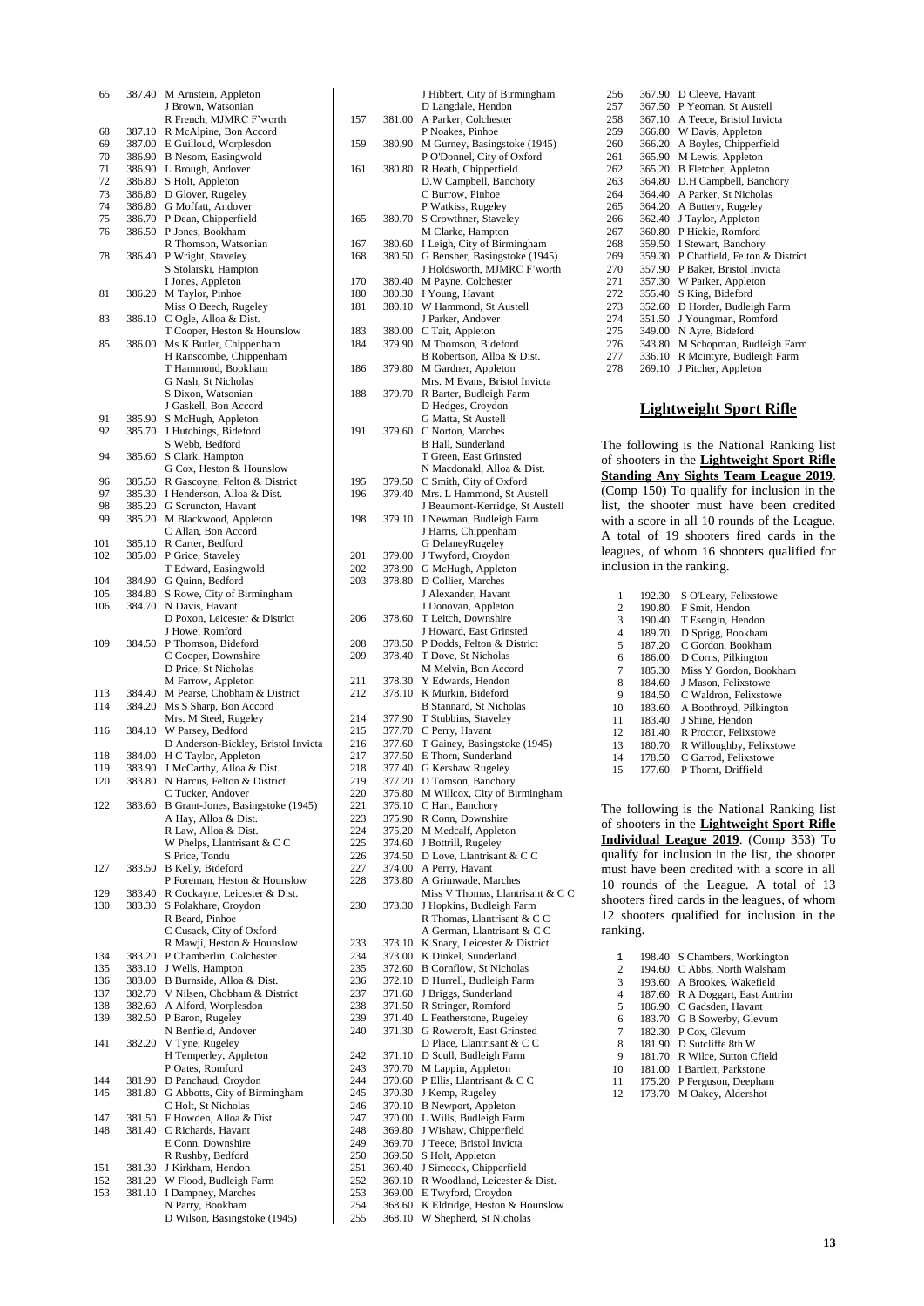| Rank | Score | Name, Club |
|---|---|---|
| 65 | 387.40 | M Arnstein, Appleton |
| | | J Brown, Watsonian |
| | | R French, MJMRC F'worth |
| 68 | 387.10 | R McAlpine, Bon Accord |
| 69 | 387.00 | E Guilloud, Worplesdon |
| 70 | 386.90 | B Nesom, Easingwold |
| 71 | 386.90 | L Brough, Andover |
| 72 | 386.80 | S Holt, Appleton |
| 73 | 386.80 | D Glover, Rugeley |
| 74 | 386.80 | G Moffatt, Andover |
| 75 | 386.70 | P Dean, Chipperfield |
| 76 | 386.50 | P Jones, Bookham |
| | | R Thomson, Watsonian |
| 78 | 386.40 | P Wright, Staveley |
| | | S Stolarski, Hampton |
| | | I Jones, Appleton |
| 81 | 386.20 | M Taylor, Pinhoe |
| | | Miss O Beech, Rugeley |
| 83 | 386.10 | C Ogle, Alloa & Dist. |
| | | T Cooper, Heston & Hounslow |
| 85 | 386.00 | Ms K Butler, Chippenham |
| | | H Ranscombe, Chippenham |
| | | T Hammond, Bookham |
| | | G Nash, St Nicholas |
| | | S Dixon, Watsonian |
| | | J Gaskell, Bon Accord |
| 91 | 385.90 | S McHugh, Appleton |
| 92 | 385.70 | J Hutchings, Bideford |
| | | S Webb, Bedford |
| 94 | 385.60 | S Clark, Hampton |
| | | G Cox, Heston & Hounslow |
| 96 | 385.50 | R Gascoyne, Felton & District |
| 97 | 385.30 | I Henderson, Alloa & Dist. |
| 98 | 385.20 | G Scruncton, Havant |
| 99 | 385.20 | M Blackwood, Appleton |
| | | C Allan, Bon Accord |
| 101 | 385.10 | R Carter, Bedford |
| 102 | 385.00 | P Grice, Staveley |
| | | T Edward, Easingwold |
| 104 | 384.90 | G Quinn, Bedford |
| 105 | 384.80 | S Rowe, City of Birmingham |
| 106 | 384.70 | N Davis, Havant |
| | | D Poxon, Leicester & District |
| | | J Howe, Romford |
| 109 | 384.50 | P Thomson, Bideford |
| | | C Cooper, Downshire |
| | | D Price, St Nicholas |
| | | M Farrow, Appleton |
| 113 | 384.40 | M Pearse, Chobham & District |
| 114 | 384.20 | Ms S Sharp, Bon Accord |
| | | Mrs. M Steel, Rugeley |
| 116 | 384.10 | W Parsey, Bedford |
| | | D Anderson-Bickley, Bristol Invicta |
| 118 | 384.00 | H C Taylor, Appleton |
| 119 | 383.90 | J McCarthy, Alloa & Dist. |
| 120 | 383.80 | N Harcus, Felton & District |
| | | C Tucker, Andover |
| 122 | 383.60 | B Grant-Jones, Basingstoke (1945) |
| | | A Hay, Alloa & Dist. |
| | | R Law, Alloa & Dist. |
| | | W Phelps, Llantrisant & C C |
| | | S Price, Tondu |
| 127 | 383.50 | B Kelly, Bideford |
| | | P Foreman, Heston & Hounslow |
| 129 | 383.40 | R Cockayne, Leicester & Dist. |
| 130 | 383.30 | S Polakhare, Croydon |
| | | R Beard, Pinhoe |
| | | C Cusack, City of Oxford |
| | | R Mawji, Heston & Hounslow |
| 134 | 383.20 | P Chamberlin, Colchester |
| 135 | 383.10 | J Wells, Hampton |
| 136 | 383.00 | B Burnside, Alloa & Dist. |
| 137 | 382.70 | V Nilsen, Chobham & District |
| 138 | 382.60 | A Alford, Worplesdon |
| 139 | 382.50 | P Baron, Rugeley |
| | | N Benfield, Andover |
| 141 | 382.20 | V Tyne, Rugeley |
| | | H Temperley, Appleton |
| | | P Oates, Romford |
| 144 | 381.90 | D Panchaud, Croydon |
| 145 | 381.80 | G Abbotts, City of Birmingham |
| | | C Holt, St Nicholas |
| 147 | 381.50 | F Howden, Alloa & Dist. |
| 148 | 381.40 | C Richards, Havant |
| | | E Conn, Downshire |
| | | R Rushby, Bedford |
| 151 | 381.30 | J Kirkham, Hendon |
| 152 | 381.20 | W Flood, Budleigh Farm |
| 153 | 381.10 | I Dampney, Marches |
| | | N Parry, Bookham |
| | | D Wilson, Basingstoke (1945) |
| | | J Hibbert, City of Birmingham |
| | | D Langdale, Hendon |
| 157 | 381.00 | A Parker, Colchester |
| | | P Noakes, Pinhoe |
| 159 | 380.90 | M Gurney, Basingstoke (1945) |
| | | P O'Donnel, City of Oxford |
| 161 | 380.80 | R Heath, Chipperfield |
| | | D.W Campbell, Banchory |
| | | C Burrow, Pinhoe |
| | | P Watkiss, Rugeley |
| 165 | 380.70 | S Crowthner, Staveley |
| | | M Clarke, Hampton |
| 167 | 380.60 | I Leigh, City of Birmingham |
| 168 | 380.50 | G Bensher, Basingstoke (1945) |
| | | J Holdsworth, MJMRC F'worth |
| 170 | 380.40 | M Payne, Colchester |
| 180 | 380.30 | I Young, Havant |
| 181 | 380.10 | W Hammond, St Austell |
| | | J Parker, Andover |
| 183 | 380.00 | C Tait, Appleton |
| 184 | 379.90 | M Thomson, Bideford |
| | | B Robertson, Alloa & Dist. |
| 186 | 379.80 | M Gardner, Appleton |
| | | Mrs. M Evans, Bristol Invicta |
| 188 | 379.70 | R Barter, Budleigh Farm |
| | | D Hedges, Croydon |
| | | G Matta, St Austell |
| 191 | 379.60 | C Norton, Marches |
| | | B Hall, Sunderland |
| | | T Green, East Grinsted |
| | | N Macdonald, Alloa & Dist. |
| 195 | 379.50 | C Smith, City of Oxford |
| 196 | 379.40 | Mrs. L Hammond, St Austell |
| | | J Beaumont-Kerridge, St Austell |
| 198 | 379.10 | J Newman, Budleigh Farm |
| | | J Harris, Chippenham |
| | | G DelaneyRugeley |
| 201 | 379.00 | J Twyford, Croydon |
| 202 | 378.90 | G McHugh, Appleton |
| 203 | 378.80 | D Collier, Marches |
| | | J Alexander, Havant |
| | | J Donovan, Appleton |
| 206 | 378.60 | T Leitch, Downshire |
| | | J Howard, East Grinsted |
| 208 | 378.50 | P Dodds, Felton & District |
| 209 | 378.40 | T Dove, St Nicholas |
| | | M Melvin, Bon Accord |
| 211 | 378.30 | Y Edwards, Hendon |
| 212 | 378.10 | K Murkin, Bideford |
| | | B Stannard, St Nicholas |
| 214 | 377.90 | T Stubbins, Staveley |
| 215 | 377.70 | C Perry, Havant |
| 216 | 377.60 | T Gainey, Basingstoke (1945) |
| 217 | 377.50 | E Thorn, Sunderland |
| 218 | 377.40 | G Kershaw Rugeley |
| 219 | 377.20 | D Tomson, Banchory |
| 220 | 376.80 | M Willcox, City of Birmingham |
| 221 | 376.10 | C Hart, Banchory |
| 223 | 375.90 | R Conn, Downshire |
| 224 | 375.20 | M Medcalf, Appleton |
| 225 | 374.60 | J Bottrill, Rugeley |
| 226 | 374.50 | D Love, Llantrisant & C C |
| 227 | 374.00 | A Perry, Havant |
| 228 | 373.80 | A Grimwade, Marches |
| | | Miss V Thomas, Llantrisant & C C |
| 230 | 373.30 | J Hopkins, Budleigh Farm |
| | | R Thomas, Llantrisant & C C |
| | | A German, Llantrisant & C C |
| 233 | 373.10 | K Snary, Leicester & District |
| 234 | 373.00 | K Dinkel, Sunderland |
| 235 | 372.60 | B Cornflow, St Nicholas |
| 236 | 372.10 | D Hurrell, Budleigh Farm |
| 237 | 371.60 | J Briggs, Sunderland |
| 238 | 371.50 | R Stringer, Romford |
| 239 | 371.40 | L Featherstone, Rugeley |
| 240 | 371.30 | G Rowcroft, East Grinsted |
| | | D Place, Llantrisant & C C |
| 242 | 371.10 | D Scull, Budleigh Farm |
| 243 | 370.70 | M Lappin, Appleton |
| 244 | 370.60 | P Ellis, Llantrisant & C C |
| 245 | 370.30 | J Kemp, Rugeley |
| 246 | 370.10 | B Newport, Appleton |
| 247 | 370.00 | L Wills, Budleigh Farm |
| 248 | 369.80 | J Wishaw, Chipperfield |
| 249 | 369.70 | J Teece, Bristol Invicta |
| 250 | 369.50 | S Holt, Appleton |
| 251 | 369.40 | J Simcock, Chipperfield |
| 252 | 369.10 | R Woodland, Leicester & Dist. |
| 253 | 369.00 | E Twyford, Croydon |
| 254 | 368.60 | K Eldridge, Heston & Hounslow |
| 255 | 368.10 | W Shepherd, St Nicholas |
| 256 | 367.90 | D Cleeve, Havant |
| 257 | 367.50 | P Yeoman, St Austell |
| 258 | 367.10 | A Teece, Bristol Invicta |
| 259 | 366.80 | W Davis, Appleton |
| 260 | 366.20 | A Boyles, Chipperfield |
| 261 | 365.90 | M Lewis, Appleton |
| 262 | 365.20 | B Fletcher, Appleton |
| 263 | 364.80 | D.H Campbell, Banchory |
| 264 | 364.40 | A Parker, St Nicholas |
| 265 | 364.20 | A Buttery, Rugeley |
| 266 | 362.40 | J Taylor, Appleton |
| 267 | 360.80 | P Hickie, Romford |
| 268 | 359.50 | I Stewart, Banchory |
| 269 | 359.30 | P Chatfield, Felton & District |
| 270 | 357.90 | P Baker, Bristol Invicta |
| 271 | 357.30 | W Parker, Appleton |
| 272 | 355.40 | S King, Bideford |
| 273 | 352.60 | D Horder, Budleigh Farm |
| 274 | 351.50 | J Youngman, Romford |
| 275 | 349.00 | N Ayre, Bideford |
| 276 | 343.80 | M Schopman, Budleigh Farm |
| 277 | 336.10 | R Mcintyre, Budleigh Farm |
| 278 | 269.10 | J Pitcher, Appleton |

## Lightweight Sport Rifle

The following is the National Ranking list of shooters in the **Lightweight Sport Rifle Standing Any Sights Team League 2019**. (Comp 150) To qualify for inclusion in the list, the shooter must have been credited with a score in all 10 rounds of the League. A total of 19 shooters fired cards in the leagues, of whom 16 shooters qualified for inclusion in the ranking.

| Rank | Score | Name, Club |
|---|---|---|
| 1 | 192.30 | S O'Leary, Felixstowe |
| 2 | 190.80 | F Smit, Hendon |
| 3 | 190.40 | T Esengin, Hendon |
| 4 | 189.70 | D Sprigg, Bookham |
| 5 | 187.20 | C Gordon, Bookham |
| 6 | 186.00 | D Corns, Pilkington |
| 7 | 185.30 | Miss Y Gordon, Bookham |
| 8 | 184.60 | J Mason, Felixstowe |
| 9 | 184.50 | C Waldron, Felixstowe |
| 10 | 183.60 | A Boothroyd, Pilkington |
| 11 | 183.40 | J Shine, Hendon |
| 12 | 181.40 | R Proctor, Felixstowe |
| 13 | 180.70 | R Willoughby, Felixstowe |
| 14 | 178.50 | C Garrod, Felixstowe |
| 15 | 177.60 | P Thornt, Driffield |

The following is the National Ranking list of shooters in the **Lightweight Sport Rifle Individual League 2019**. (Comp 353) To qualify for inclusion in the list, the shooter must have been credited with a score in all 10 rounds of the League. A total of 13 shooters fired cards in the leagues, of whom 12 shooters qualified for inclusion in the ranking.

| Rank | Score | Name, Club |
|---|---|---|
| 1 | 198.40 | S Chambers, Workington |
| 2 | 194.60 | C Abbs, North Walsham |
| 3 | 193.60 | A Brookes, Wakefield |
| 4 | 187.60 | R A Doggart, East Antrim |
| 5 | 186.90 | C Gadsden, Havant |
| 6 | 183.70 | G B Sowerby, Glevum |
| 7 | 182.30 | P Cox, Glevum |
| 8 | 181.90 | D Sutcliffe 8th W |
| 9 | 181.70 | R Wilce, Sutton Cfield |
| 10 | 181.00 | I Bartlett, Parkstone |
| 11 | 175.20 | P Ferguson, Deepham |
| 12 | 173.70 | M Oakey, Aldershot |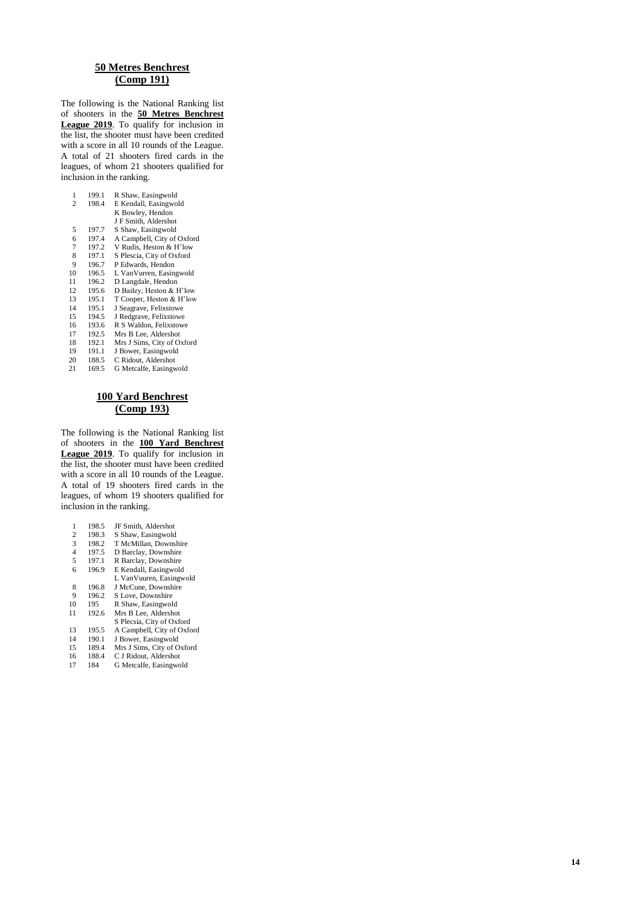## **50 Metres Benchrest (Comp 191)**

The following is the National Ranking list of shooters in the **50 Metres Benchrest League 2019**. To qualify for inclusion in the list, the shooter must have been credited with a score in all 10 rounds of the League. A total of 21 shooters fired cards in the leagues, of whom 21 shooters qualified for inclusion in the ranking.

| | | |
|---|---|---|
| 1 | 199.1 | R Shaw, Easingwold |
| 2 | 198.4 | E Kendall, Easingwold |
| | | K Bowley, Hendon |
| | | J F Smith, Aldershot |
| 5 | 197.7 | S Shaw, Easingwold |
| 6 | 197.4 | A Campbell, City of Oxford |
| 7 | 197.2 | V Rudis, Heston & H'low |
| 8 | 197.1 | S Plescia, City of Oxford |
| 9 | 196.7 | P Edwards, Hendon |
| 10 | 196.5 | L VanVurren, Easingwold |
| 11 | 196.2 | D Langdale, Hendon |
| 12 | 195.6 | D Bailey, Heston & H'low |
| 13 | 195.1 | T Cooper, Heston & H'low |
| 14 | 195.1 | J Seagrave, Felixstowe |
| 15 | 194.5 | J Redgrave, Felixstowe |
| 16 | 193.6 | R S Waldon, Felixstowe |
| 17 | 192.5 | Mrs B Lee, Aldershot |
| 18 | 192.1 | Mrs J Sims, City of Oxford |
| 19 | 191.1 | J Bower, Easingwold |
| 20 | 188.5 | C Ridout, Aldershot |
| 21 | 169.5 | G Metcalfe, Easingwold |

## **100 Yard Benchrest (Comp 193)**

The following is the National Ranking list of shooters in the **100 Yard Benchrest League 2019**. To qualify for inclusion in the list, the shooter must have been credited with a score in all 10 rounds of the League. A total of 19 shooters fired cards in the leagues, of whom 19 shooters qualified for inclusion in the ranking.

| | | |
|---|---|---|
| 1 | 198.5 | JF Smith, Aldershot |
| 2 | 198.3 | S Shaw, Easingwold |
| 3 | 198.2 | T McMillan, Downshire |
| 4 | 197.5 | D Barclay, Downshire |
| 5 | 197.1 | R Barclay, Downshire |
| 6 | 196.9 | E Kendall, Easingwold |
| | | L VanVuuren, Easingwold |
| 8 | 196.8 | J McCune, Downshire |
| 9 | 196.2 | S Love, Downshire |
| 10 | 195 | R Shaw, Easingwold |
| 11 | 192.6 | Mrs B Lee, Aldershot |
| | | S Plecsia, City of Oxford |
| 13 | 195.5 | A Campbell, City of Oxford |
| 14 | 190.1 | J Bower, Easingwold |
| 15 | 189.4 | Mrs J Sims, City of Oxford |
| 16 | 188.4 | C J Ridout, Aldershot |
| 17 | 184 | G Metcalfe, Easingwold |